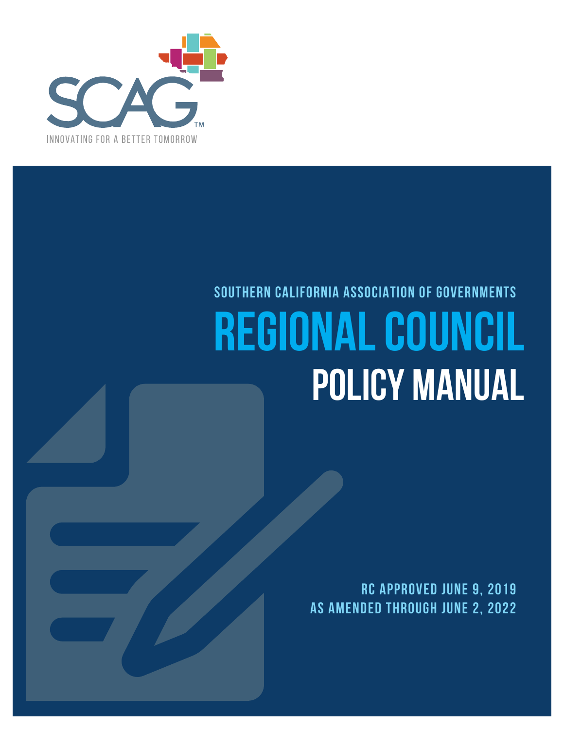SCAG™

INNOVATING FOR A BETTER TOMORROW

SOUTHERN CALIFORNIA ASSOCIATION OF GOVERNMENTS

# REGIONAL COUNCIL

# POLICY MANUAL

RC APPROVED JUNE 9, 2019

AS AMENDED THROUGH JUNE 2, 2022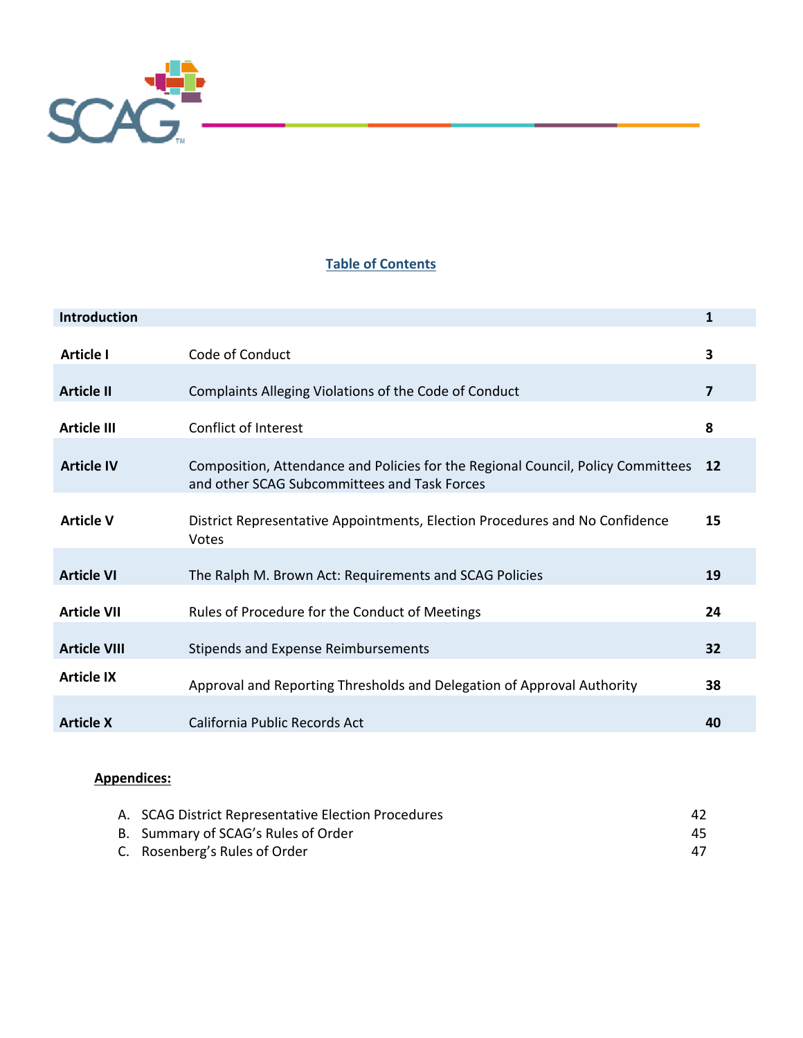## Table of Contents

| | | |
|---|---|---|
| **Introduction** | | **1** |
| **Article I** | Code of Conduct | **3** |
| **Article II** | Complaints Alleging Violations of the Code of Conduct | **7** |
| **Article III** | Conflict of Interest | **8** |
| **Article IV** | Composition, Attendance and Policies for the Regional Council, Policy Committees and other SCAG Subcommittees and Task Forces | **12** |
| **Article V** | District Representative Appointments, Election Procedures and No Confidence Votes | **15** |
| **Article VI** | The Ralph M. Brown Act: Requirements and SCAG Policies | **19** |
| **Article VII** | Rules of Procedure for the Conduct of Meetings | **24** |
| **Article VIII** | Stipends and Expense Reimbursements | **32** |
| **Article IX** | Approval and Reporting Thresholds and Delegation of Approval Authority | **38** |
| **Article X** | California Public Records Act | **40** |

**Appendices:**

| | |
|---|---|
| A. SCAG District Representative Election Procedures | 42 |
| B. Summary of SCAG's Rules of Order | 45 |
| C. Rosenberg's Rules of Order | 47 |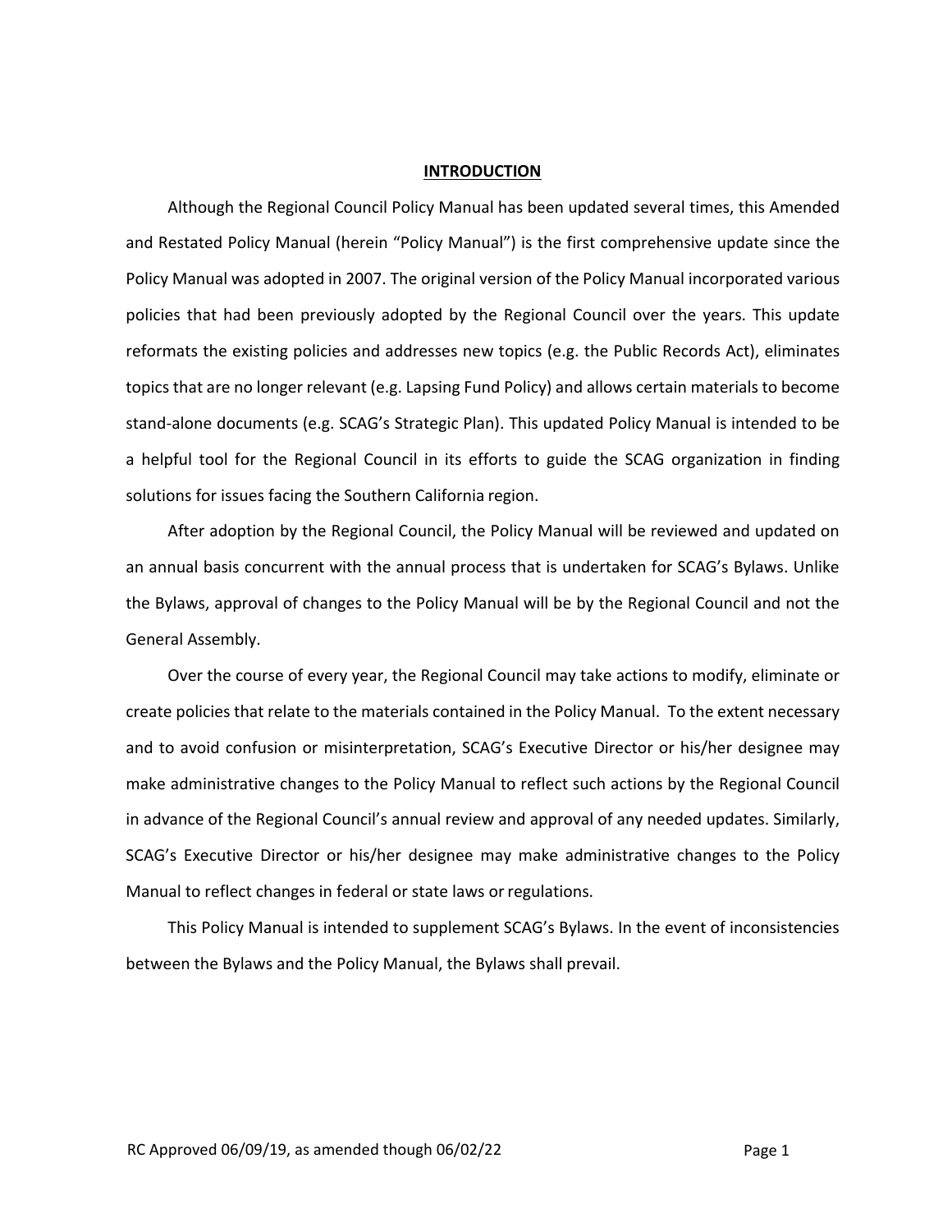# INTRODUCTION

Although the Regional Council Policy Manual has been updated several times, this Amended and Restated Policy Manual (herein "Policy Manual") is the first comprehensive update since the Policy Manual was adopted in 2007. The original version of the Policy Manual incorporated various policies that had been previously adopted by the Regional Council over the years. This update reformats the existing policies and addresses new topics (e.g. the Public Records Act), eliminates topics that are no longer relevant (e.g. Lapsing Fund Policy) and allows certain materials to become stand-alone documents (e.g. SCAG's Strategic Plan). This updated Policy Manual is intended to be a helpful tool for the Regional Council in its efforts to guide the SCAG organization in finding solutions for issues facing the Southern California region.

After adoption by the Regional Council, the Policy Manual will be reviewed and updated on an annual basis concurrent with the annual process that is undertaken for SCAG's Bylaws. Unlike the Bylaws, approval of changes to the Policy Manual will be by the Regional Council and not the General Assembly.

Over the course of every year, the Regional Council may take actions to modify, eliminate or create policies that relate to the materials contained in the Policy Manual. To the extent necessary and to avoid confusion or misinterpretation, SCAG's Executive Director or his/her designee may make administrative changes to the Policy Manual to reflect such actions by the Regional Council in advance of the Regional Council's annual review and approval of any needed updates. Similarly, SCAG's Executive Director or his/her designee may make administrative changes to the Policy Manual to reflect changes in federal or state laws or regulations.

This Policy Manual is intended to supplement SCAG's Bylaws. In the event of inconsistencies between the Bylaws and the Policy Manual, the Bylaws shall prevail.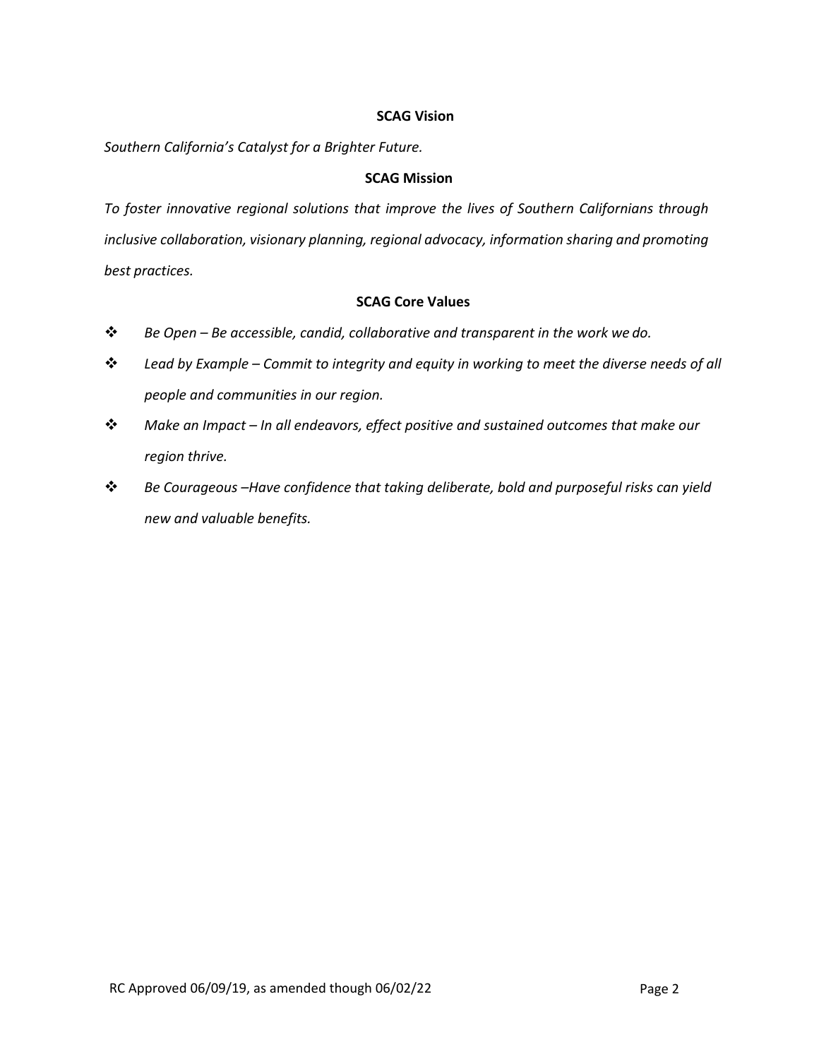## SCAG Vision

*Southern California's Catalyst for a Brighter Future.*

## SCAG Mission

*To foster innovative regional solutions that improve the lives of Southern Californians through inclusive collaboration, visionary planning, regional advocacy, information sharing and promoting best practices.*

## SCAG Core Values

- *Be Open – Be accessible, candid, collaborative and transparent in the work we do.*
- *Lead by Example – Commit to integrity and equity in working to meet the diverse needs of all people and communities in our region.*
- *Make an Impact – In all endeavors, effect positive and sustained outcomes that make our region thrive.*
- *Be Courageous –Have confidence that taking deliberate, bold and purposeful risks can yield new and valuable benefits.*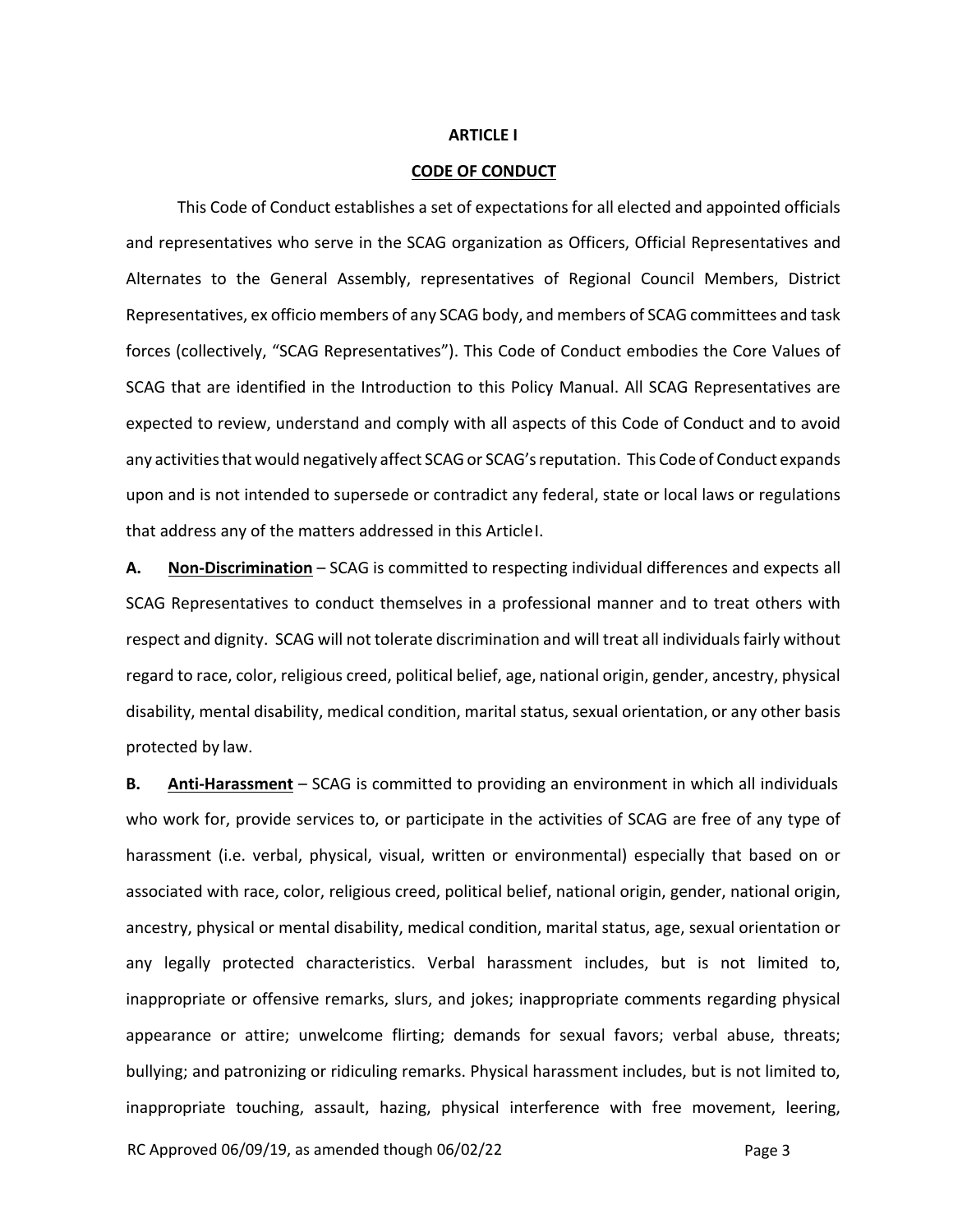# ARTICLE I

## CODE OF CONDUCT

This Code of Conduct establishes a set of expectations for all elected and appointed officials and representatives who serve in the SCAG organization as Officers, Official Representatives and Alternates to the General Assembly, representatives of Regional Council Members, District Representatives, ex officio members of any SCAG body, and members of SCAG committees and task forces (collectively, "SCAG Representatives"). This Code of Conduct embodies the Core Values of SCAG that are identified in the Introduction to this Policy Manual. All SCAG Representatives are expected to review, understand and comply with all aspects of this Code of Conduct and to avoid any activities that would negatively affect SCAG or SCAG's reputation. This Code of Conduct expands upon and is not intended to supersede or contradict any federal, state or local laws or regulations that address any of the matters addressed in this Article I.

**A. Non-Discrimination** – SCAG is committed to respecting individual differences and expects all SCAG Representatives to conduct themselves in a professional manner and to treat others with respect and dignity. SCAG will not tolerate discrimination and will treat all individuals fairly without regard to race, color, religious creed, political belief, age, national origin, gender, ancestry, physical disability, mental disability, medical condition, marital status, sexual orientation, or any other basis protected by law.

**B. Anti-Harassment** – SCAG is committed to providing an environment in which all individuals who work for, provide services to, or participate in the activities of SCAG are free of any type of harassment (i.e. verbal, physical, visual, written or environmental) especially that based on or associated with race, color, religious creed, political belief, national origin, gender, national origin, ancestry, physical or mental disability, medical condition, marital status, age, sexual orientation or any legally protected characteristics. Verbal harassment includes, but is not limited to, inappropriate or offensive remarks, slurs, and jokes; inappropriate comments regarding physical appearance or attire; unwelcome flirting; demands for sexual favors; verbal abuse, threats; bullying; and patronizing or ridiculing remarks. Physical harassment includes, but is not limited to, inappropriate touching, assault, hazing, physical interference with free movement, leering,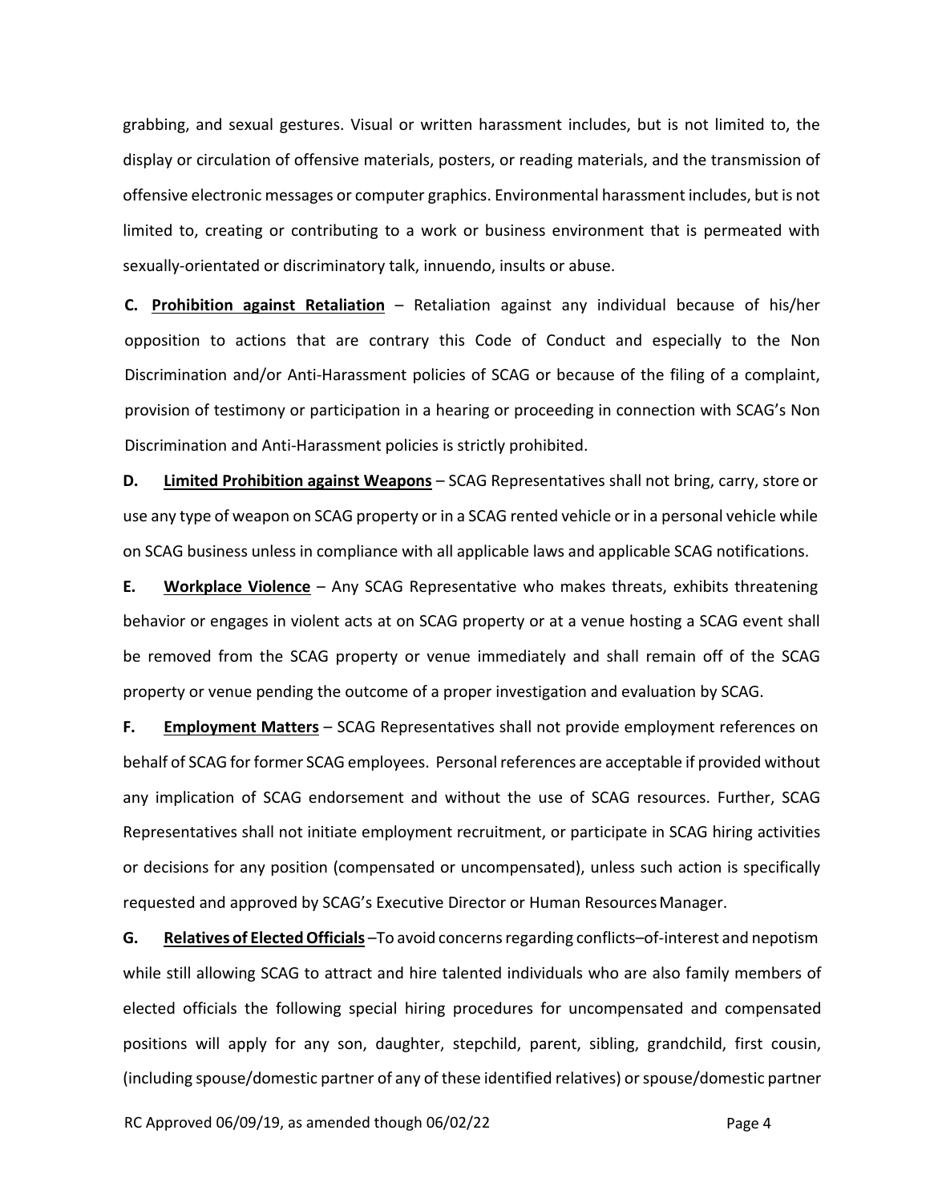grabbing, and sexual gestures. Visual or written harassment includes, but is not limited to, the display or circulation of offensive materials, posters, or reading materials, and the transmission of offensive electronic messages or computer graphics. Environmental harassment includes, but is not limited to, creating or contributing to a work or business environment that is permeated with sexually-orientated or discriminatory talk, innuendo, insults or abuse.

**C. <u>Prohibition against Retaliation</u>** – Retaliation against any individual because of his/her opposition to actions that are contrary this Code of Conduct and especially to the Non Discrimination and/or Anti-Harassment policies of SCAG or because of the filing of a complaint, provision of testimony or participation in a hearing or proceeding in connection with SCAG's Non Discrimination and Anti-Harassment policies is strictly prohibited.

**D. <u>Limited Prohibition against Weapons</u>** – SCAG Representatives shall not bring, carry, store or use any type of weapon on SCAG property or in a SCAG rented vehicle or in a personal vehicle while on SCAG business unless in compliance with all applicable laws and applicable SCAG notifications.

**E. <u>Workplace Violence</u>** – Any SCAG Representative who makes threats, exhibits threatening behavior or engages in violent acts at on SCAG property or at a venue hosting a SCAG event shall be removed from the SCAG property or venue immediately and shall remain off of the SCAG property or venue pending the outcome of a proper investigation and evaluation by SCAG.

**F. <u>Employment Matters</u>** – SCAG Representatives shall not provide employment references on behalf of SCAG for former SCAG employees. Personal references are acceptable if provided without any implication of SCAG endorsement and without the use of SCAG resources. Further, SCAG Representatives shall not initiate employment recruitment, or participate in SCAG hiring activities or decisions for any position (compensated or uncompensated), unless such action is specifically requested and approved by SCAG's Executive Director or Human Resources Manager.

**G. <u>Relatives of Elected Officials</u>** –To avoid concerns regarding conflicts–of-interest and nepotism while still allowing SCAG to attract and hire talented individuals who are also family members of elected officials the following special hiring procedures for uncompensated and compensated positions will apply for any son, daughter, stepchild, parent, sibling, grandchild, first cousin, (including spouse/domestic partner of any of these identified relatives) or spouse/domestic partner

RC Approved 06/09/19, as amended though 06/02/22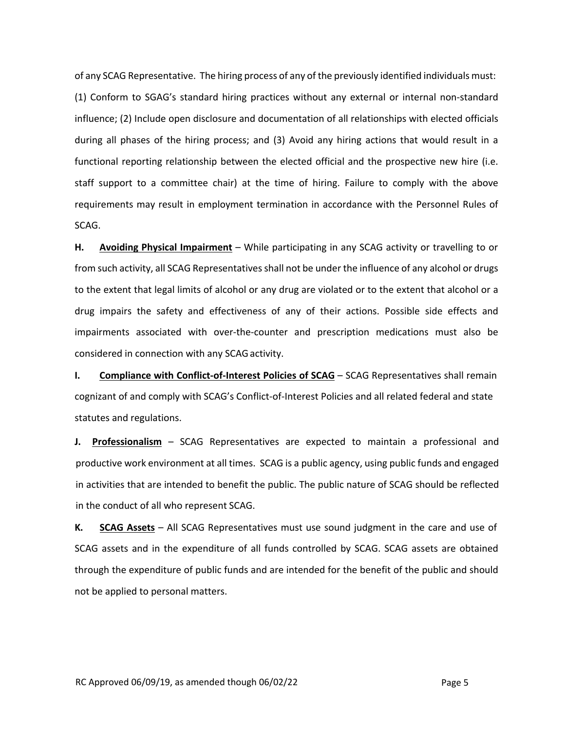of any SCAG Representative. The hiring process of any of the previously identified individuals must: (1) Conform to SGAG's standard hiring practices without any external or internal non-standard influence; (2) Include open disclosure and documentation of all relationships with elected officials during all phases of the hiring process; and (3) Avoid any hiring actions that would result in a functional reporting relationship between the elected official and the prospective new hire (i.e. staff support to a committee chair) at the time of hiring. Failure to comply with the above requirements may result in employment termination in accordance with the Personnel Rules of SCAG.

**H. <u>Avoiding Physical Impairment</u>** – While participating in any SCAG activity or travelling to or from such activity, all SCAG Representatives shall not be under the influence of any alcohol or drugs to the extent that legal limits of alcohol or any drug are violated or to the extent that alcohol or a drug impairs the safety and effectiveness of any of their actions. Possible side effects and impairments associated with over-the-counter and prescription medications must also be considered in connection with any SCAG activity.

**I. <u>Compliance with Conflict-of-Interest Policies of SCAG</u>** – SCAG Representatives shall remain cognizant of and comply with SCAG's Conflict-of-Interest Policies and all related federal and state statutes and regulations.

**J. <u>Professionalism</u>** – SCAG Representatives are expected to maintain a professional and productive work environment at all times. SCAG is a public agency, using public funds and engaged in activities that are intended to benefit the public. The public nature of SCAG should be reflected in the conduct of all who represent SCAG.

**K. <u>SCAG Assets</u>** – All SCAG Representatives must use sound judgment in the care and use of SCAG assets and in the expenditure of all funds controlled by SCAG. SCAG assets are obtained through the expenditure of public funds and are intended for the benefit of the public and should not be applied to personal matters.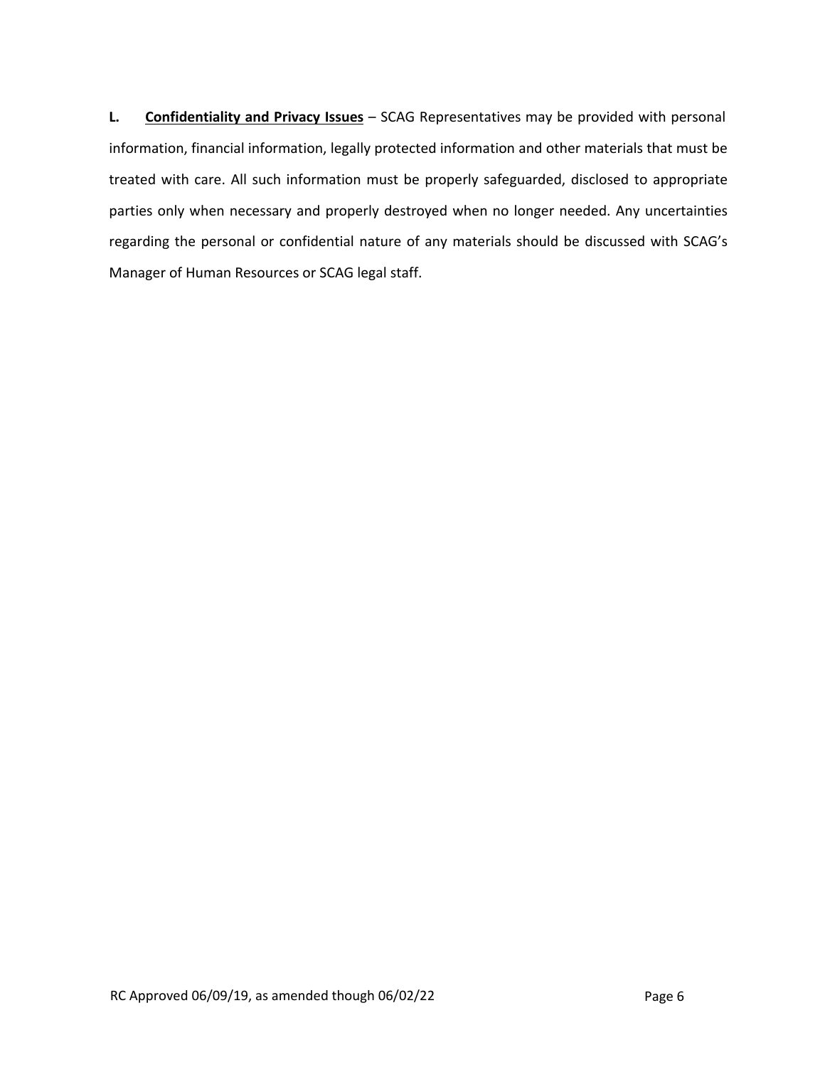**L. <u>Confidentiality and Privacy Issues</u>** – SCAG Representatives may be provided with personal information, financial information, legally protected information and other materials that must be treated with care. All such information must be properly safeguarded, disclosed to appropriate parties only when necessary and properly destroyed when no longer needed. Any uncertainties regarding the personal or confidential nature of any materials should be discussed with SCAG's Manager of Human Resources or SCAG legal staff.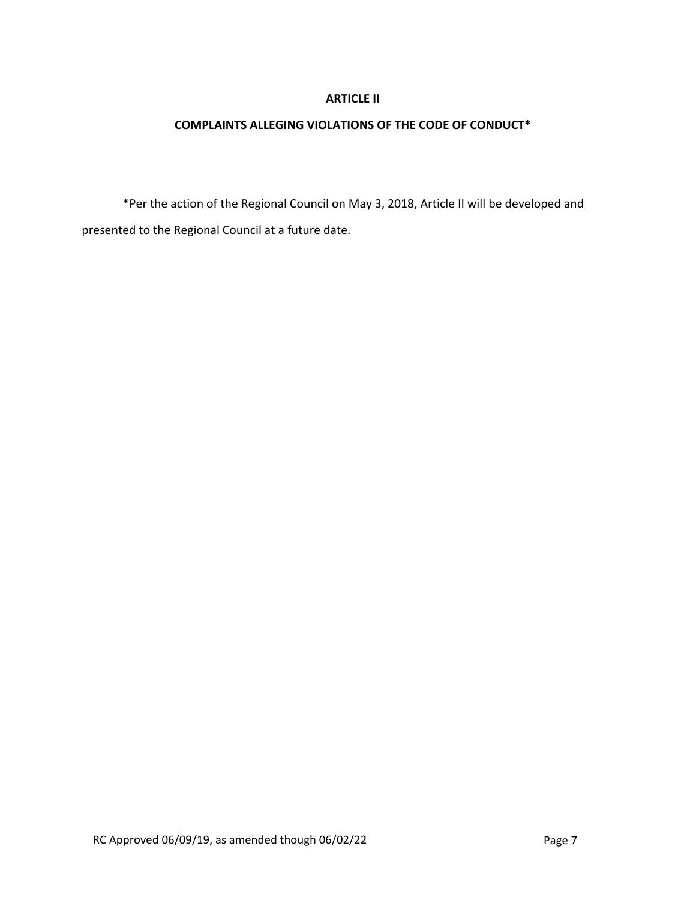# ARTICLE II

## COMPLAINTS ALLEGING VIOLATIONS OF THE CODE OF CONDUCT*

*Per the action of the Regional Council on May 3, 2018, Article II will be developed and presented to the Regional Council at a future date.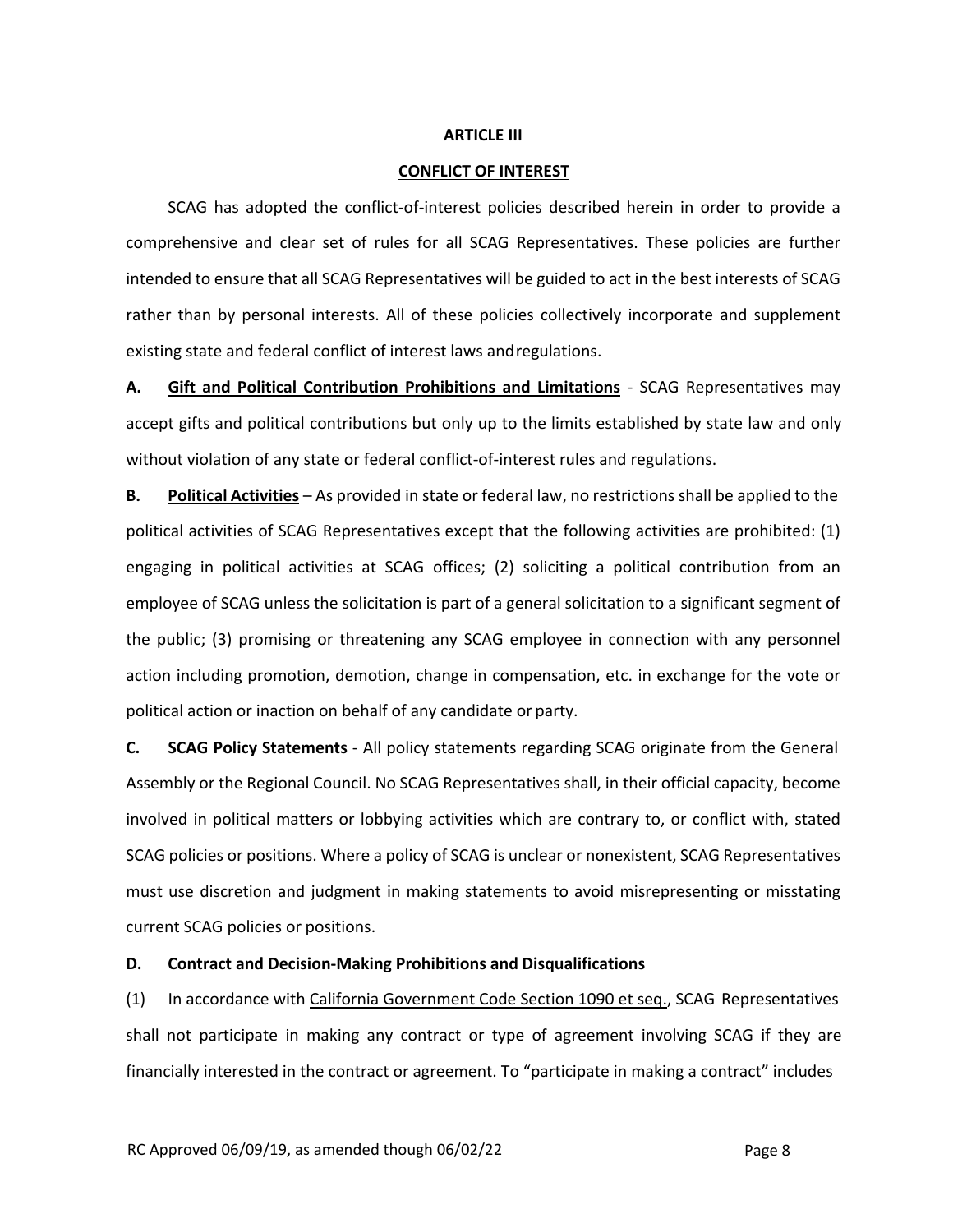## ARTICLE III

## CONFLICT OF INTEREST

SCAG has adopted the conflict-of-interest policies described herein in order to provide a comprehensive and clear set of rules for all SCAG Representatives. These policies are further intended to ensure that all SCAG Representatives will be guided to act in the best interests of SCAG rather than by personal interests. All of these policies collectively incorporate and supplement existing state and federal conflict of interest laws and regulations.

**A. Gift and Political Contribution Prohibitions and Limitations** - SCAG Representatives may accept gifts and political contributions but only up to the limits established by state law and only without violation of any state or federal conflict-of-interest rules and regulations.

**B. Political Activities** – As provided in state or federal law, no restrictions shall be applied to the political activities of SCAG Representatives except that the following activities are prohibited: (1) engaging in political activities at SCAG offices; (2) soliciting a political contribution from an employee of SCAG unless the solicitation is part of a general solicitation to a significant segment of the public; (3) promising or threatening any SCAG employee in connection with any personnel action including promotion, demotion, change in compensation, etc. in exchange for the vote or political action or inaction on behalf of any candidate or party.

**C. SCAG Policy Statements** - All policy statements regarding SCAG originate from the General Assembly or the Regional Council. No SCAG Representatives shall, in their official capacity, become involved in political matters or lobbying activities which are contrary to, or conflict with, stated SCAG policies or positions. Where a policy of SCAG is unclear or nonexistent, SCAG Representatives must use discretion and judgment in making statements to avoid misrepresenting or misstating current SCAG policies or positions.

**D. Contract and Decision-Making Prohibitions and Disqualifications**

(1) In accordance with California Government Code Section 1090 et seq., SCAG Representatives shall not participate in making any contract or type of agreement involving SCAG if they are financially interested in the contract or agreement. To "participate in making a contract" includes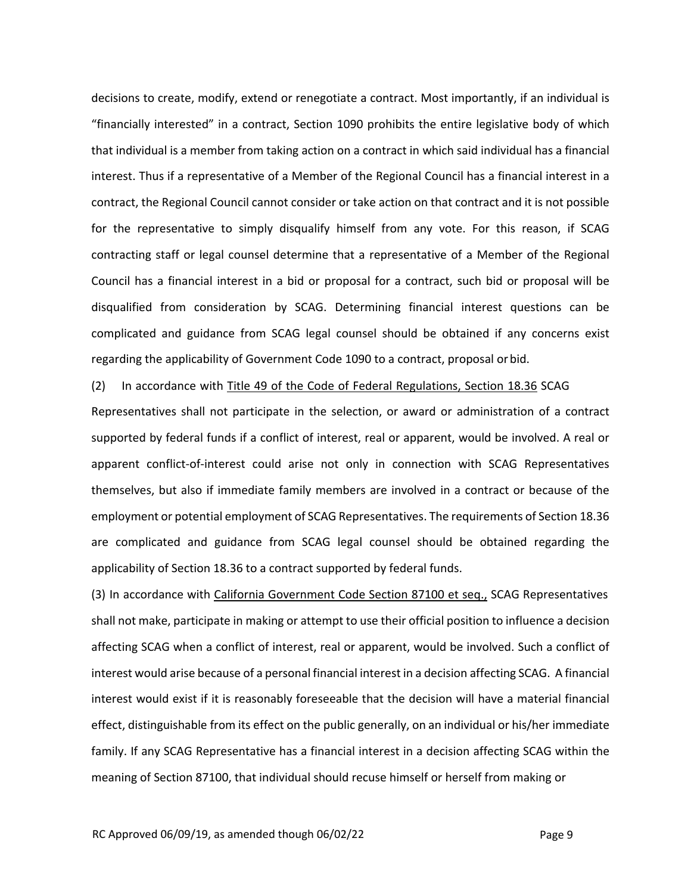decisions to create, modify, extend or renegotiate a contract. Most importantly, if an individual is "financially interested" in a contract, Section 1090 prohibits the entire legislative body of which that individual is a member from taking action on a contract in which said individual has a financial interest. Thus if a representative of a Member of the Regional Council has a financial interest in a contract, the Regional Council cannot consider or take action on that contract and it is not possible for the representative to simply disqualify himself from any vote. For this reason, if SCAG contracting staff or legal counsel determine that a representative of a Member of the Regional Council has a financial interest in a bid or proposal for a contract, such bid or proposal will be disqualified from consideration by SCAG. Determining financial interest questions can be complicated and guidance from SCAG legal counsel should be obtained if any concerns exist regarding the applicability of Government Code 1090 to a contract, proposal or bid.

(2) In accordance with Title 49 of the Code of Federal Regulations, Section 18.36 SCAG Representatives shall not participate in the selection, or award or administration of a contract supported by federal funds if a conflict of interest, real or apparent, would be involved. A real or apparent conflict-of-interest could arise not only in connection with SCAG Representatives themselves, but also if immediate family members are involved in a contract or because of the employment or potential employment of SCAG Representatives. The requirements of Section 18.36 are complicated and guidance from SCAG legal counsel should be obtained regarding the applicability of Section 18.36 to a contract supported by federal funds.

(3) In accordance with California Government Code Section 87100 et seq., SCAG Representatives shall not make, participate in making or attempt to use their official position to influence a decision affecting SCAG when a conflict of interest, real or apparent, would be involved. Such a conflict of interest would arise because of a personal financial interest in a decision affecting SCAG. A financial interest would exist if it is reasonably foreseeable that the decision will have a material financial effect, distinguishable from its effect on the public generally, on an individual or his/her immediate family. If any SCAG Representative has a financial interest in a decision affecting SCAG within the meaning of Section 87100, that individual should recuse himself or herself from making or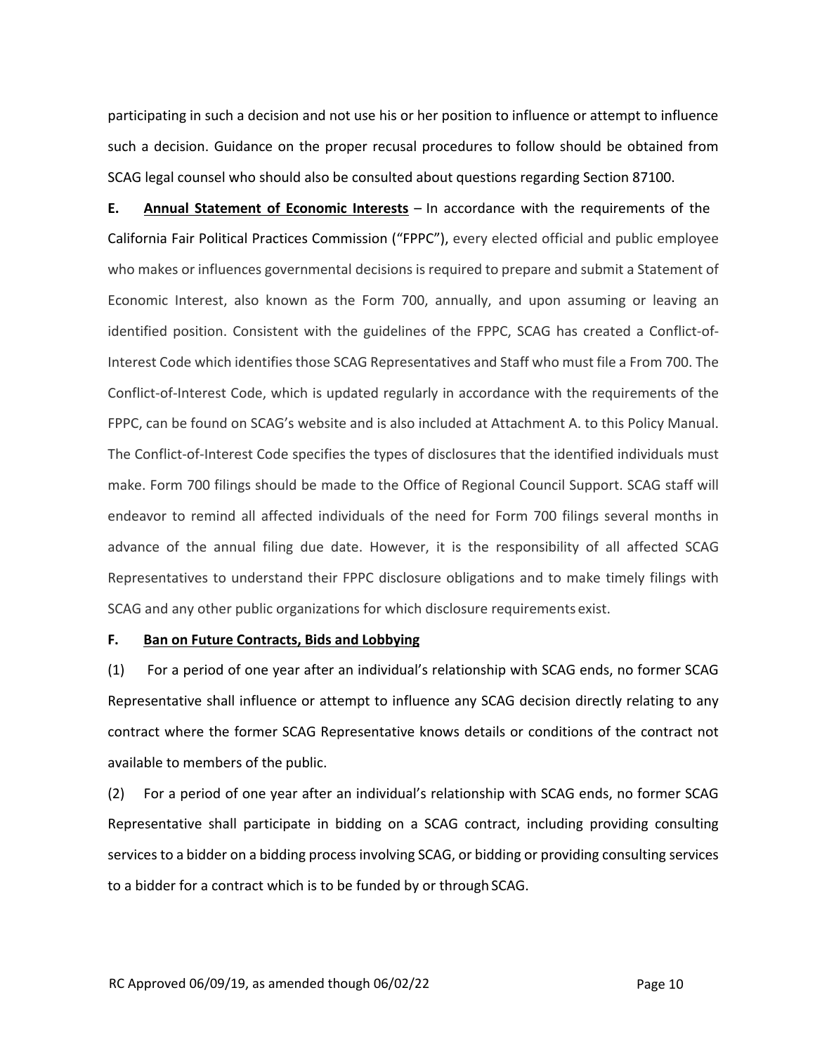participating in such a decision and not use his or her position to influence or attempt to influence such a decision. Guidance on the proper recusal procedures to follow should be obtained from SCAG legal counsel who should also be consulted about questions regarding Section 87100.

**E. <u>Annual Statement of Economic Interests</u>** – In accordance with the requirements of the California Fair Political Practices Commission ("FPPC"), every elected official and public employee who makes or influences governmental decisions is required to prepare and submit a Statement of Economic Interest, also known as the Form 700, annually, and upon assuming or leaving an identified position. Consistent with the guidelines of the FPPC, SCAG has created a Conflict-of-Interest Code which identifies those SCAG Representatives and Staff who must file a From 700. The Conflict-of-Interest Code, which is updated regularly in accordance with the requirements of the FPPC, can be found on SCAG's website and is also included at Attachment A. to this Policy Manual. The Conflict-of-Interest Code specifies the types of disclosures that the identified individuals must make. Form 700 filings should be made to the Office of Regional Council Support. SCAG staff will endeavor to remind all affected individuals of the need for Form 700 filings several months in advance of the annual filing due date. However, it is the responsibility of all affected SCAG Representatives to understand their FPPC disclosure obligations and to make timely filings with SCAG and any other public organizations for which disclosure requirements exist.

**F. <u>Ban on Future Contracts, Bids and Lobbying</u>**

(1) For a period of one year after an individual's relationship with SCAG ends, no former SCAG Representative shall influence or attempt to influence any SCAG decision directly relating to any contract where the former SCAG Representative knows details or conditions of the contract not available to members of the public.

(2) For a period of one year after an individual's relationship with SCAG ends, no former SCAG Representative shall participate in bidding on a SCAG contract, including providing consulting services to a bidder on a bidding process involving SCAG, or bidding or providing consulting services to a bidder for a contract which is to be funded by or through SCAG.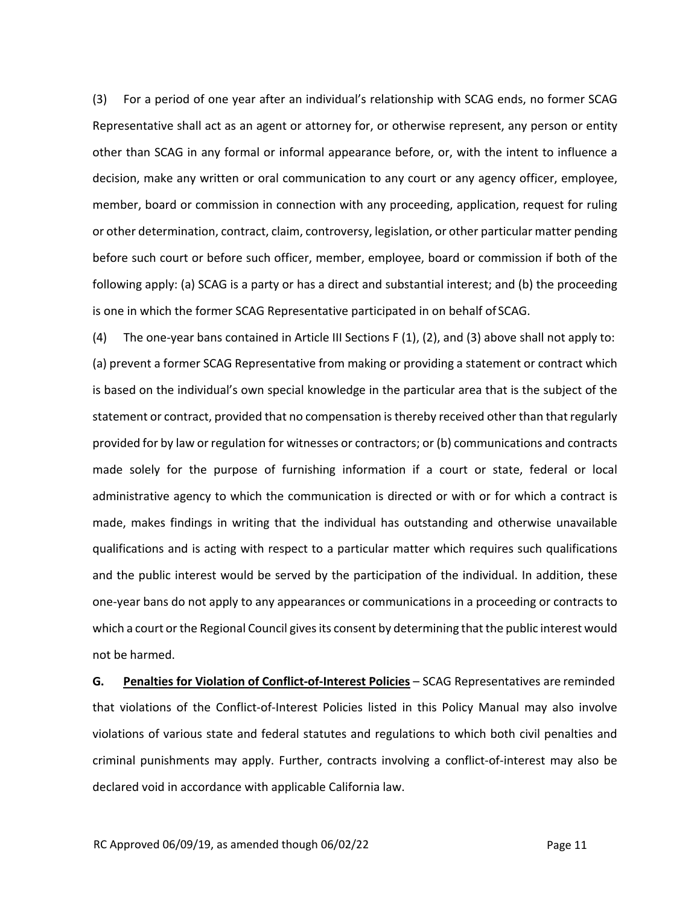(3) For a period of one year after an individual's relationship with SCAG ends, no former SCAG Representative shall act as an agent or attorney for, or otherwise represent, any person or entity other than SCAG in any formal or informal appearance before, or, with the intent to influence a decision, make any written or oral communication to any court or any agency officer, employee, member, board or commission in connection with any proceeding, application, request for ruling or other determination, contract, claim, controversy, legislation, or other particular matter pending before such court or before such officer, member, employee, board or commission if both of the following apply: (a) SCAG is a party or has a direct and substantial interest; and (b) the proceeding is one in which the former SCAG Representative participated in on behalf of SCAG.

(4) The one-year bans contained in Article III Sections F (1), (2), and (3) above shall not apply to: (a) prevent a former SCAG Representative from making or providing a statement or contract which is based on the individual's own special knowledge in the particular area that is the subject of the statement or contract, provided that no compensation is thereby received other than that regularly provided for by law or regulation for witnesses or contractors; or (b) communications and contracts made solely for the purpose of furnishing information if a court or state, federal or local administrative agency to which the communication is directed or with or for which a contract is made, makes findings in writing that the individual has outstanding and otherwise unavailable qualifications and is acting with respect to a particular matter which requires such qualifications and the public interest would be served by the participation of the individual. In addition, these one-year bans do not apply to any appearances or communications in a proceeding or contracts to which a court or the Regional Council gives its consent by determining that the public interest would not be harmed.

**G. <u>Penalties for Violation of Conflict-of-Interest Policies</u>** – SCAG Representatives are reminded that violations of the Conflict-of-Interest Policies listed in this Policy Manual may also involve violations of various state and federal statutes and regulations to which both civil penalties and criminal punishments may apply. Further, contracts involving a conflict-of-interest may also be declared void in accordance with applicable California law.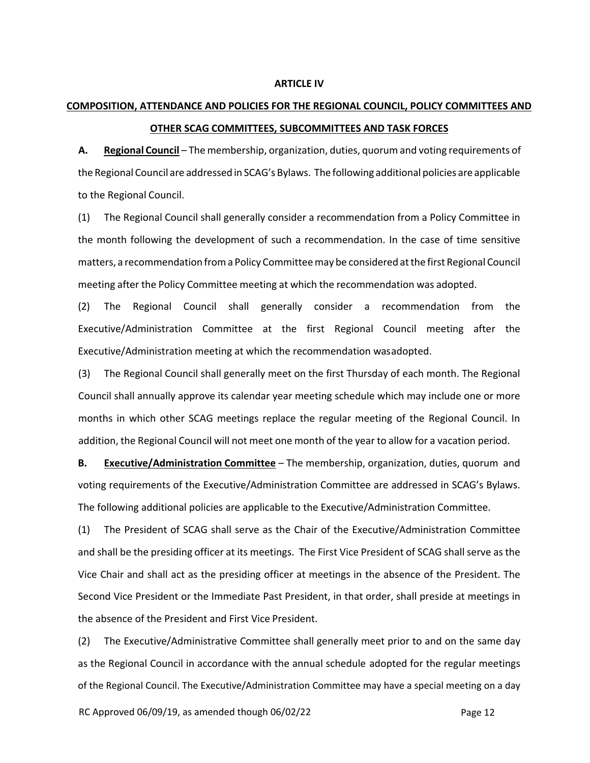**ARTICLE IV**

**COMPOSITION, ATTENDANCE AND POLICIES FOR THE REGIONAL COUNCIL, POLICY COMMITTEES AND OTHER SCAG COMMITTEES, SUBCOMMITTEES AND TASK FORCES**

**A. Regional Council** – The membership, organization, duties, quorum and voting requirements of the Regional Council are addressed in SCAG's Bylaws. The following additional policies are applicable to the Regional Council.

(1) The Regional Council shall generally consider a recommendation from a Policy Committee in the month following the development of such a recommendation. In the case of time sensitive matters, a recommendation from a Policy Committee may be considered at the first Regional Council meeting after the Policy Committee meeting at which the recommendation was adopted.

(2) The Regional Council shall generally consider a recommendation from the Executive/Administration Committee at the first Regional Council meeting after the Executive/Administration meeting at which the recommendation wasadopted.

(3) The Regional Council shall generally meet on the first Thursday of each month. The Regional Council shall annually approve its calendar year meeting schedule which may include one or more months in which other SCAG meetings replace the regular meeting of the Regional Council. In addition, the Regional Council will not meet one month of the year to allow for a vacation period.

**B. Executive/Administration Committee** – The membership, organization, duties, quorum and voting requirements of the Executive/Administration Committee are addressed in SCAG's Bylaws. The following additional policies are applicable to the Executive/Administration Committee.

(1) The President of SCAG shall serve as the Chair of the Executive/Administration Committee and shall be the presiding officer at its meetings. The First Vice President of SCAG shall serve as the Vice Chair and shall act as the presiding officer at meetings in the absence of the President. The Second Vice President or the Immediate Past President, in that order, shall preside at meetings in the absence of the President and First Vice President.

(2) The Executive/Administrative Committee shall generally meet prior to and on the same day as the Regional Council in accordance with the annual schedule adopted for the regular meetings of the Regional Council. The Executive/Administration Committee may have a special meeting on a day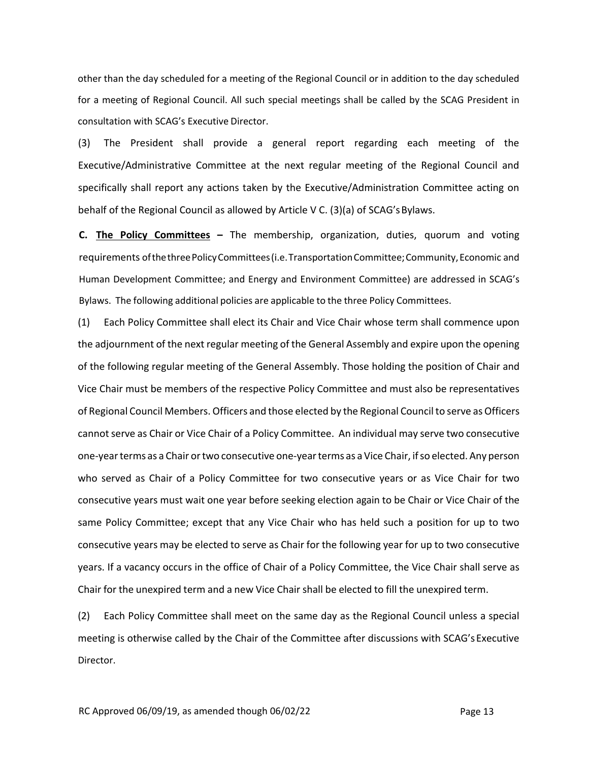other than the day scheduled for a meeting of the Regional Council or in addition to the day scheduled for a meeting of Regional Council. All such special meetings shall be called by the SCAG President in consultation with SCAG's Executive Director.

(3) The President shall provide a general report regarding each meeting of the Executive/Administrative Committee at the next regular meeting of the Regional Council and specifically shall report any actions taken by the Executive/Administration Committee acting on behalf of the Regional Council as allowed by Article V C. (3)(a) of SCAG's Bylaws.

**C. <u>The Policy Committees</u> –** The membership, organization, duties, quorum and voting requirements of the three Policy Committees (i.e. Transportation Committee; Community, Economic and Human Development Committee; and Energy and Environment Committee) are addressed in SCAG's Bylaws. The following additional policies are applicable to the three Policy Committees.

(1) Each Policy Committee shall elect its Chair and Vice Chair whose term shall commence upon the adjournment of the next regular meeting of the General Assembly and expire upon the opening of the following regular meeting of the General Assembly. Those holding the position of Chair and Vice Chair must be members of the respective Policy Committee and must also be representatives of Regional Council Members. Officers and those elected by the Regional Council to serve as Officers cannot serve as Chair or Vice Chair of a Policy Committee. An individual may serve two consecutive one-year terms as a Chair or two consecutive one-year terms as a Vice Chair, if so elected. Any person who served as Chair of a Policy Committee for two consecutive years or as Vice Chair for two consecutive years must wait one year before seeking election again to be Chair or Vice Chair of the same Policy Committee; except that any Vice Chair who has held such a position for up to two consecutive years may be elected to serve as Chair for the following year for up to two consecutive years. If a vacancy occurs in the office of Chair of a Policy Committee, the Vice Chair shall serve as Chair for the unexpired term and a new Vice Chair shall be elected to fill the unexpired term.

(2) Each Policy Committee shall meet on the same day as the Regional Council unless a special meeting is otherwise called by the Chair of the Committee after discussions with SCAG's Executive Director.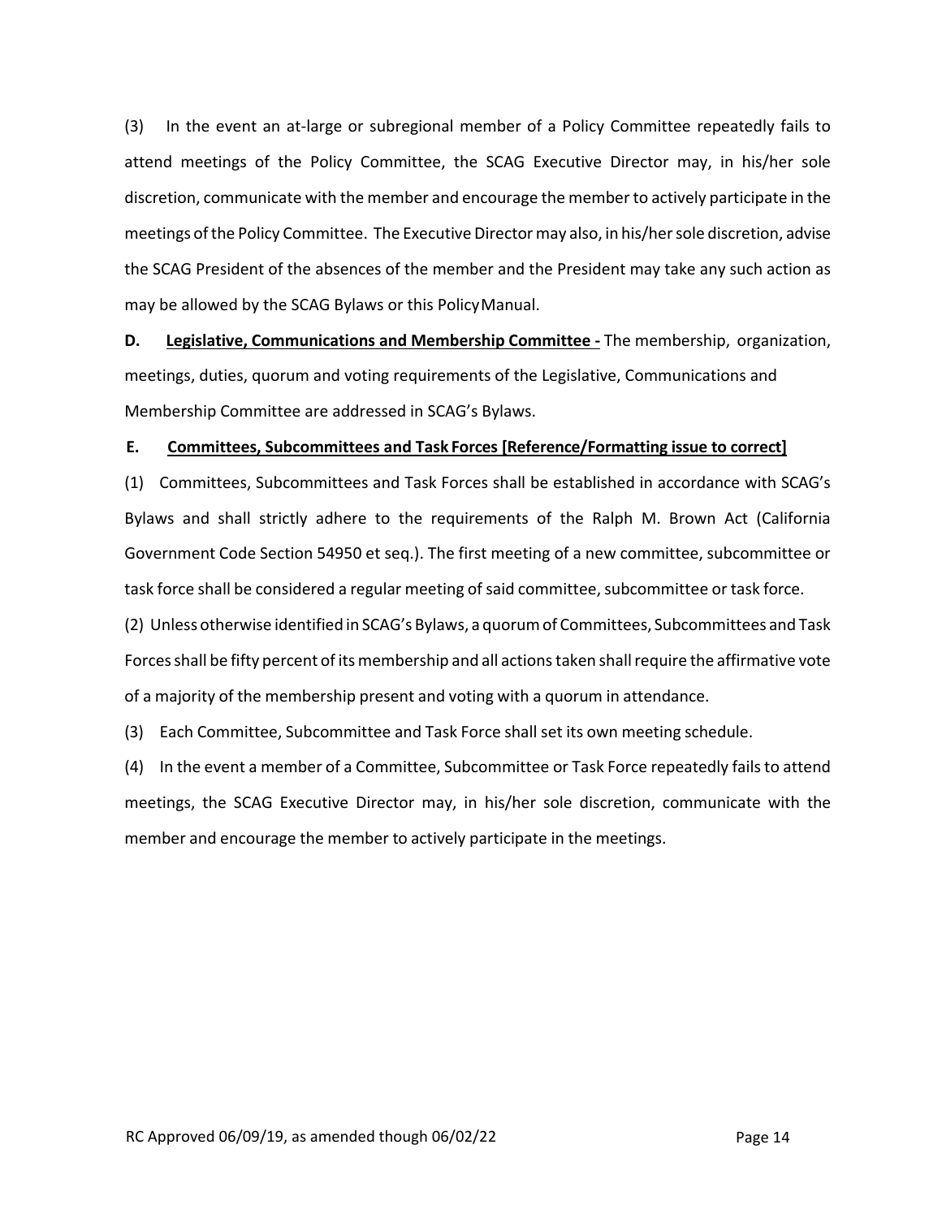(3) In the event an at-large or subregional member of a Policy Committee repeatedly fails to attend meetings of the Policy Committee, the SCAG Executive Director may, in his/her sole discretion, communicate with the member and encourage the member to actively participate in the meetings of the Policy Committee. The Executive Director may also, in his/her sole discretion, advise the SCAG President of the absences of the member and the President may take any such action as may be allowed by the SCAG Bylaws or this Policy Manual.

**D. Legislative, Communications and Membership Committee -** The membership, organization, meetings, duties, quorum and voting requirements of the Legislative, Communications and Membership Committee are addressed in SCAG's Bylaws.

**E. Committees, Subcommittees and Task Forces [Reference/Formatting issue to correct]**

(1) Committees, Subcommittees and Task Forces shall be established in accordance with SCAG's Bylaws and shall strictly adhere to the requirements of the Ralph M. Brown Act (California Government Code Section 54950 et seq.). The first meeting of a new committee, subcommittee or task force shall be considered a regular meeting of said committee, subcommittee or task force.

(2) Unless otherwise identified in SCAG's Bylaws, a quorum of Committees, Subcommittees and Task Forces shall be fifty percent of its membership and all actions taken shall require the affirmative vote of a majority of the membership present and voting with a quorum in attendance.

(3) Each Committee, Subcommittee and Task Force shall set its own meeting schedule.

(4) In the event a member of a Committee, Subcommittee or Task Force repeatedly fails to attend meetings, the SCAG Executive Director may, in his/her sole discretion, communicate with the member and encourage the member to actively participate in the meetings.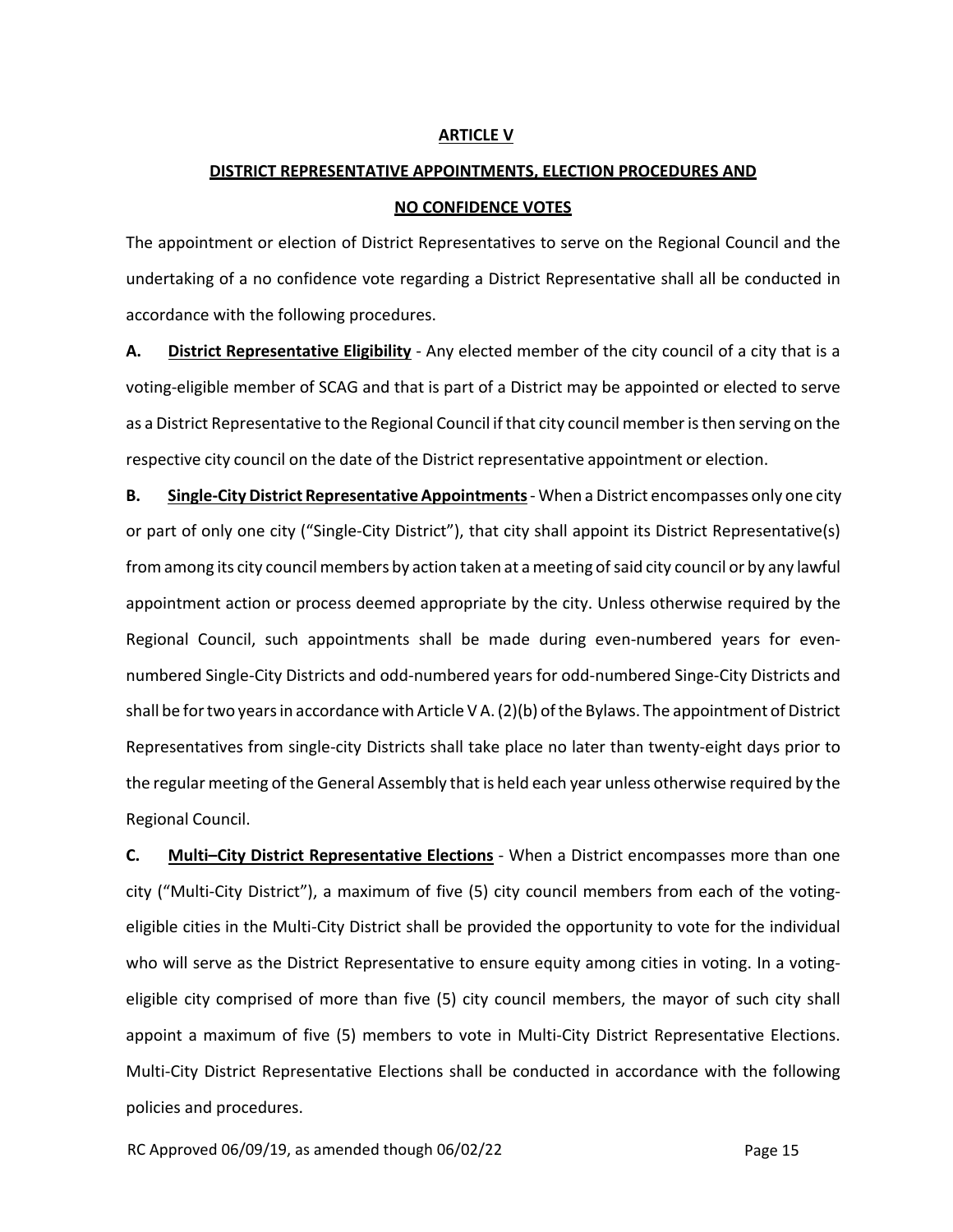# ARTICLE V

## DISTRICT REPRESENTATIVE APPOINTMENTS, ELECTION PROCEDURES AND NO CONFIDENCE VOTES

The appointment or election of District Representatives to serve on the Regional Council and the undertaking of a no confidence vote regarding a District Representative shall all be conducted in accordance with the following procedures.

**A. District Representative Eligibility** - Any elected member of the city council of a city that is a voting-eligible member of SCAG and that is part of a District may be appointed or elected to serve as a District Representative to the Regional Council if that city council member is then serving on the respective city council on the date of the District representative appointment or election.

**B. Single-City District Representative Appointments** - When a District encompasses only one city or part of only one city ("Single-City District"), that city shall appoint its District Representative(s) from among its city council members by action taken at a meeting of said city council or by any lawful appointment action or process deemed appropriate by the city. Unless otherwise required by the Regional Council, such appointments shall be made during even-numbered years for even-numbered Single-City Districts and odd-numbered years for odd-numbered Singe-City Districts and shall be for two years in accordance with Article V A. (2)(b) of the Bylaws. The appointment of District Representatives from single-city Districts shall take place no later than twenty-eight days prior to the regular meeting of the General Assembly that is held each year unless otherwise required by the Regional Council.

**C. Multi–City District Representative Elections** - When a District encompasses more than one city ("Multi-City District"), a maximum of five (5) city council members from each of the voting-eligible cities in the Multi-City District shall be provided the opportunity to vote for the individual who will serve as the District Representative to ensure equity among cities in voting. In a voting-eligible city comprised of more than five (5) city council members, the mayor of such city shall appoint a maximum of five (5) members to vote in Multi-City District Representative Elections. Multi-City District Representative Elections shall be conducted in accordance with the following policies and procedures.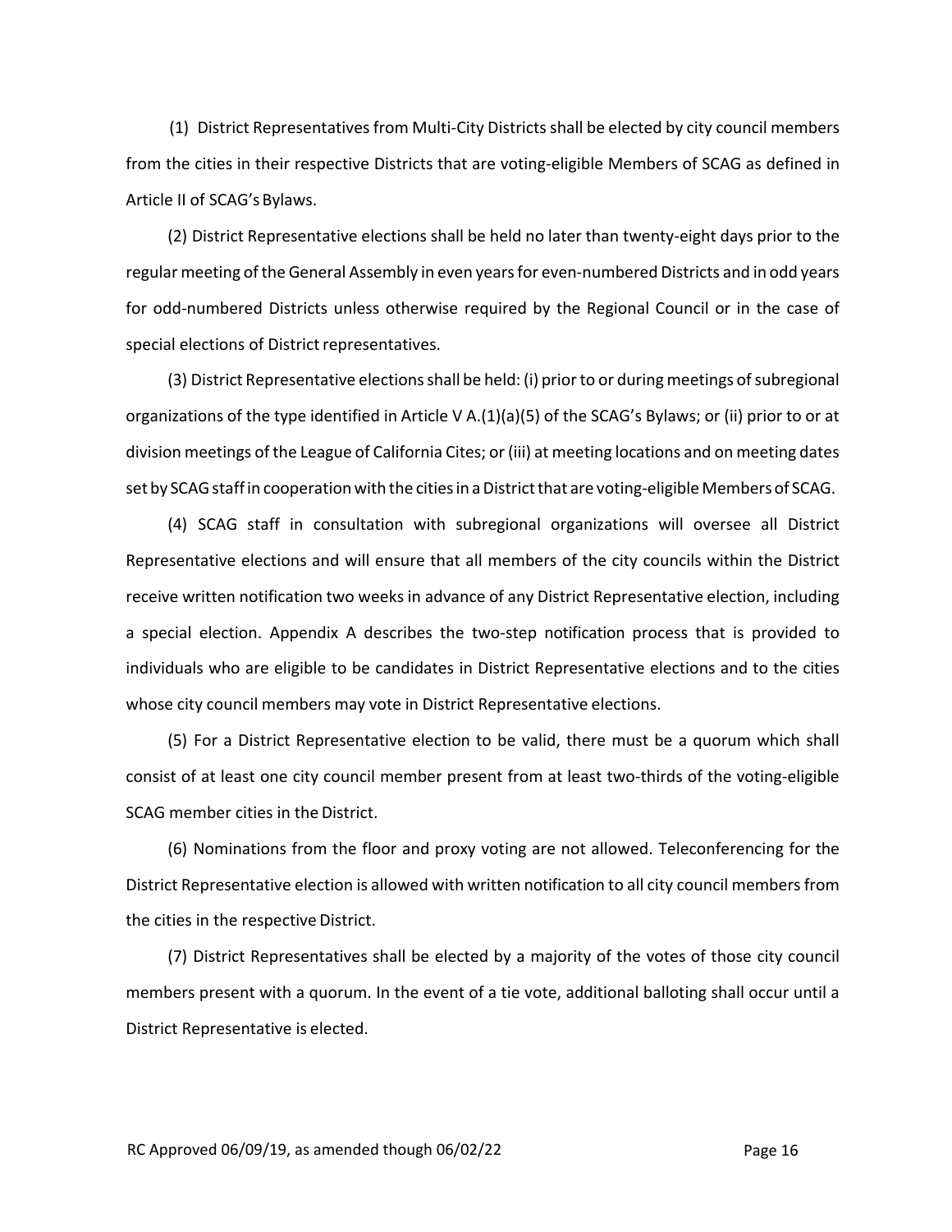(1) District Representatives from Multi-City Districts shall be elected by city council members from the cities in their respective Districts that are voting-eligible Members of SCAG as defined in Article II of SCAG's Bylaws.

(2) District Representative elections shall be held no later than twenty-eight days prior to the regular meeting of the General Assembly in even years for even-numbered Districts and in odd years for odd-numbered Districts unless otherwise required by the Regional Council or in the case of special elections of District representatives.

(3) District Representative elections shall be held: (i) prior to or during meetings of subregional organizations of the type identified in Article V A.(1)(a)(5) of the SCAG's Bylaws; or (ii) prior to or at division meetings of the League of California Cites; or (iii) at meeting locations and on meeting dates set by SCAG staff in cooperation with the cities in a District that are voting-eligible Members of SCAG.

(4) SCAG staff in consultation with subregional organizations will oversee all District Representative elections and will ensure that all members of the city councils within the District receive written notification two weeks in advance of any District Representative election, including a special election. Appendix A describes the two-step notification process that is provided to individuals who are eligible to be candidates in District Representative elections and to the cities whose city council members may vote in District Representative elections.

(5) For a District Representative election to be valid, there must be a quorum which shall consist of at least one city council member present from at least two-thirds of the voting-eligible SCAG member cities in the District.

(6) Nominations from the floor and proxy voting are not allowed. Teleconferencing for the District Representative election is allowed with written notification to all city council members from the cities in the respective District.

(7) District Representatives shall be elected by a majority of the votes of those city council members present with a quorum. In the event of a tie vote, additional balloting shall occur until a District Representative is elected.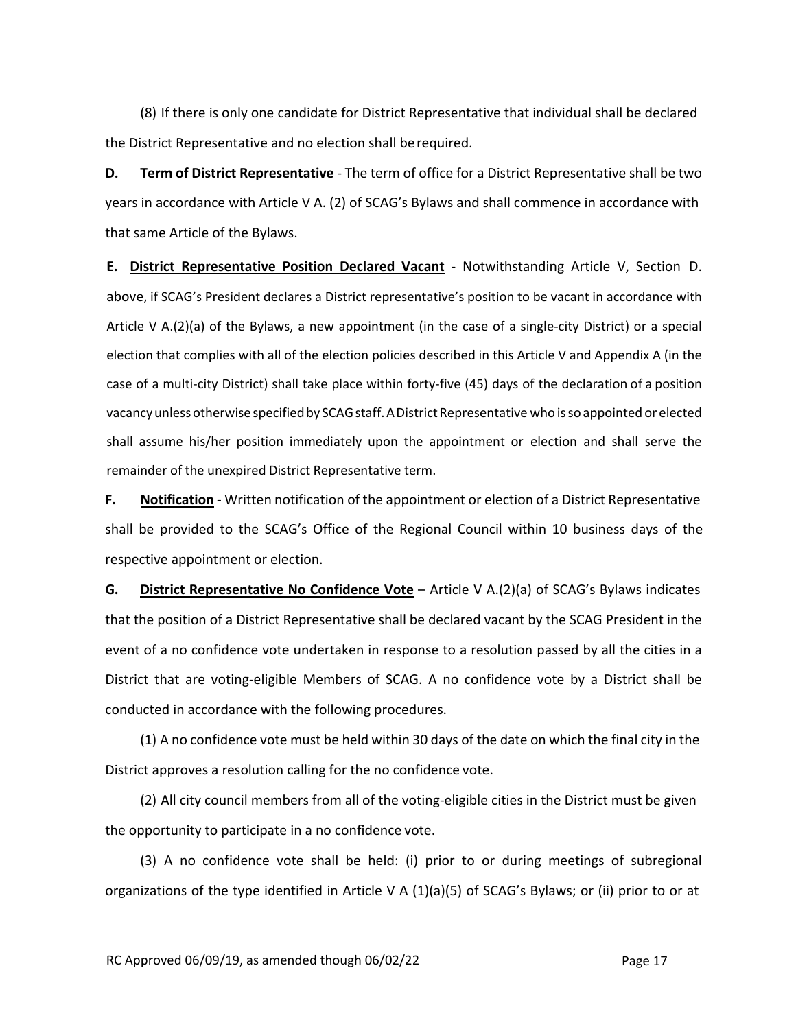(8) If there is only one candidate for District Representative that individual shall be declared the District Representative and no election shall be required.

**D. Term of District Representative** - The term of office for a District Representative shall be two years in accordance with Article V A. (2) of SCAG's Bylaws and shall commence in accordance with that same Article of the Bylaws.

**E. District Representative Position Declared Vacant** - Notwithstanding Article V, Section D. above, if SCAG's President declares a District representative's position to be vacant in accordance with Article V A.(2)(a) of the Bylaws, a new appointment (in the case of a single-city District) or a special election that complies with all of the election policies described in this Article V and Appendix A (in the case of a multi-city District) shall take place within forty-five (45) days of the declaration of a position vacancy unless otherwise specified by SCAG staff. A District Representative who is so appointed or elected shall assume his/her position immediately upon the appointment or election and shall serve the remainder of the unexpired District Representative term.

**F. Notification** - Written notification of the appointment or election of a District Representative shall be provided to the SCAG's Office of the Regional Council within 10 business days of the respective appointment or election.

**G. District Representative No Confidence Vote** – Article V A.(2)(a) of SCAG's Bylaws indicates that the position of a District Representative shall be declared vacant by the SCAG President in the event of a no confidence vote undertaken in response to a resolution passed by all the cities in a District that are voting-eligible Members of SCAG. A no confidence vote by a District shall be conducted in accordance with the following procedures.

(1) A no confidence vote must be held within 30 days of the date on which the final city in the District approves a resolution calling for the no confidence vote.

(2) All city council members from all of the voting-eligible cities in the District must be given the opportunity to participate in a no confidence vote.

(3) A no confidence vote shall be held: (i) prior to or during meetings of subregional organizations of the type identified in Article V A (1)(a)(5) of SCAG's Bylaws; or (ii) prior to or at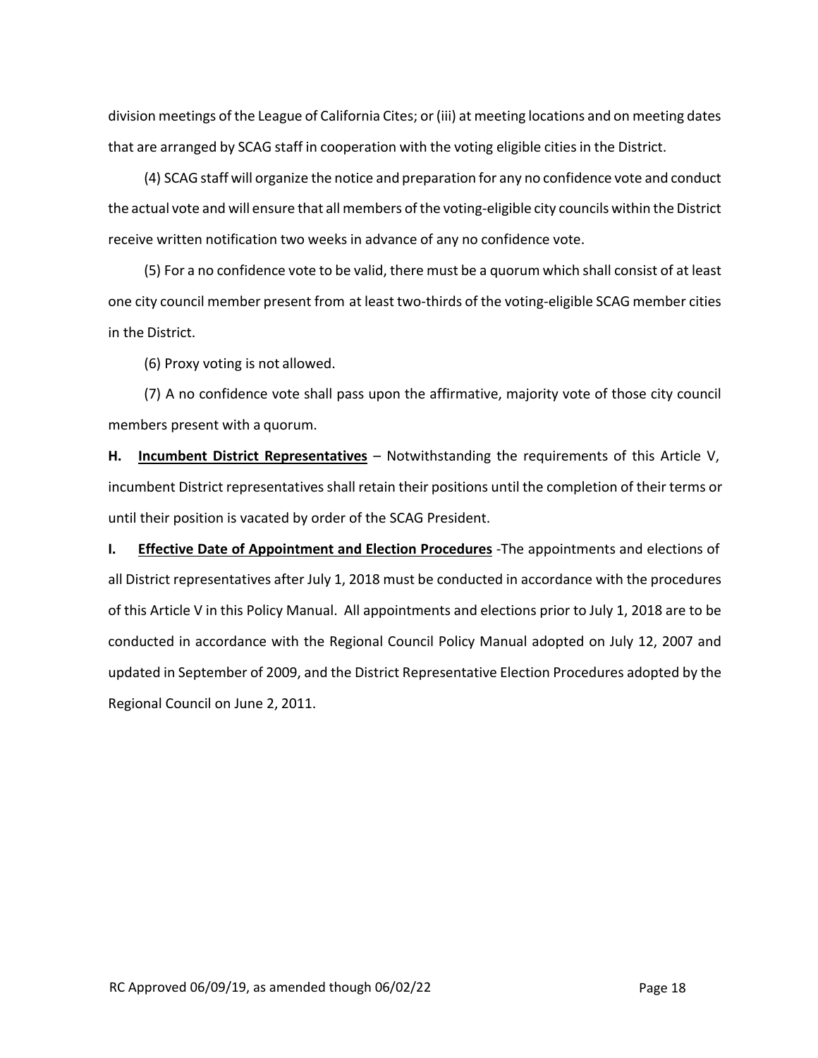division meetings of the League of California Cites; or (iii) at meeting locations and on meeting dates that are arranged by SCAG staff in cooperation with the voting eligible cities in the District.

(4) SCAG staff will organize the notice and preparation for any no confidence vote and conduct the actual vote and will ensure that all members of the voting-eligible city councils within the District receive written notification two weeks in advance of any no confidence vote.

(5) For a no confidence vote to be valid, there must be a quorum which shall consist of at least one city council member present from at least two-thirds of the voting-eligible SCAG member cities in the District.

(6) Proxy voting is not allowed.

(7) A no confidence vote shall pass upon the affirmative, majority vote of those city council members present with a quorum.

**H. <u>Incumbent District Representatives</u>** – Notwithstanding the requirements of this Article V, incumbent District representatives shall retain their positions until the completion of their terms or until their position is vacated by order of the SCAG President.

**I. <u>Effective Date of Appointment and Election Procedures</u>** -The appointments and elections of all District representatives after July 1, 2018 must be conducted in accordance with the procedures of this Article V in this Policy Manual. All appointments and elections prior to July 1, 2018 are to be conducted in accordance with the Regional Council Policy Manual adopted on July 12, 2007 and updated in September of 2009, and the District Representative Election Procedures adopted by the Regional Council on June 2, 2011.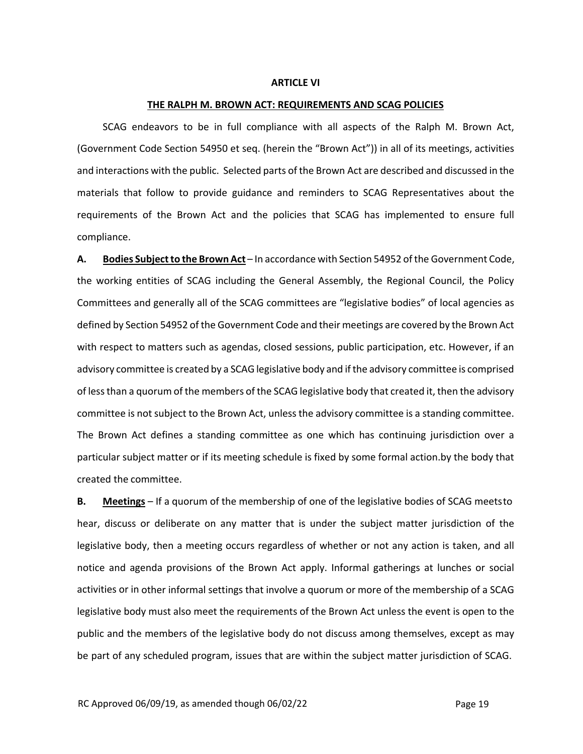**ARTICLE VI**

**THE RALPH M. BROWN ACT: REQUIREMENTS AND SCAG POLICIES**

SCAG endeavors to be in full compliance with all aspects of the Ralph M. Brown Act, (Government Code Section 54950 et seq. (herein the "Brown Act")) in all of its meetings, activities and interactions with the public. Selected parts of the Brown Act are described and discussed in the materials that follow to provide guidance and reminders to SCAG Representatives about the requirements of the Brown Act and the policies that SCAG has implemented to ensure full compliance.

**A. Bodies Subject to the Brown Act** – In accordance with Section 54952 of the Government Code, the working entities of SCAG including the General Assembly, the Regional Council, the Policy Committees and generally all of the SCAG committees are "legislative bodies" of local agencies as defined by Section 54952 of the Government Code and their meetings are covered by the Brown Act with respect to matters such as agendas, closed sessions, public participation, etc. However, if an advisory committee is created by a SCAG legislative body and if the advisory committee is comprised of less than a quorum of the members of the SCAG legislative body that created it, then the advisory committee is not subject to the Brown Act, unless the advisory committee is a standing committee. The Brown Act defines a standing committee as one which has continuing jurisdiction over a particular subject matter or if its meeting schedule is fixed by some formal action.by the body that created the committee.

**B. Meetings** – If a quorum of the membership of one of the legislative bodies of SCAG meetsto hear, discuss or deliberate on any matter that is under the subject matter jurisdiction of the legislative body, then a meeting occurs regardless of whether or not any action is taken, and all notice and agenda provisions of the Brown Act apply. Informal gatherings at lunches or social activities or in other informal settings that involve a quorum or more of the membership of a SCAG legislative body must also meet the requirements of the Brown Act unless the event is open to the public and the members of the legislative body do not discuss among themselves, except as may be part of any scheduled program, issues that are within the subject matter jurisdiction of SCAG.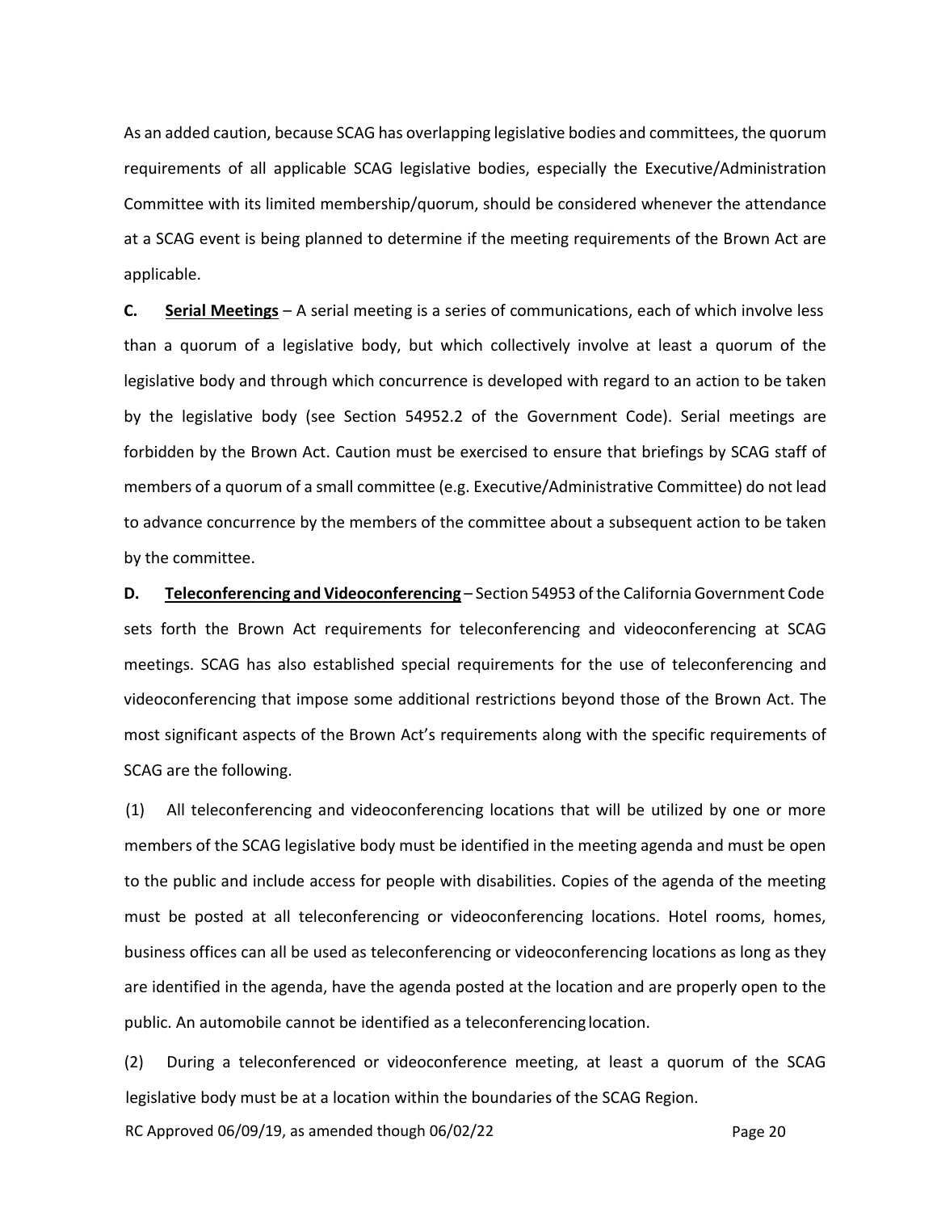As an added caution, because SCAG has overlapping legislative bodies and committees, the quorum requirements of all applicable SCAG legislative bodies, especially the Executive/Administration Committee with its limited membership/quorum, should be considered whenever the attendance at a SCAG event is being planned to determine if the meeting requirements of the Brown Act are applicable.

**C. <u>Serial Meetings</u>** – A serial meeting is a series of communications, each of which involve less than a quorum of a legislative body, but which collectively involve at least a quorum of the legislative body and through which concurrence is developed with regard to an action to be taken by the legislative body (see Section 54952.2 of the Government Code). Serial meetings are forbidden by the Brown Act. Caution must be exercised to ensure that briefings by SCAG staff of members of a quorum of a small committee (e.g. Executive/Administrative Committee) do not lead to advance concurrence by the members of the committee about a subsequent action to be taken by the committee.

**D. <u>Teleconferencing and Videoconferencing</u>** – Section 54953 of the California Government Code sets forth the Brown Act requirements for teleconferencing and videoconferencing at SCAG meetings. SCAG has also established special requirements for the use of teleconferencing and videoconferencing that impose some additional restrictions beyond those of the Brown Act. The most significant aspects of the Brown Act's requirements along with the specific requirements of SCAG are the following.

(1) All teleconferencing and videoconferencing locations that will be utilized by one or more members of the SCAG legislative body must be identified in the meeting agenda and must be open to the public and include access for people with disabilities. Copies of the agenda of the meeting must be posted at all teleconferencing or videoconferencing locations. Hotel rooms, homes, business offices can all be used as teleconferencing or videoconferencing locations as long as they are identified in the agenda, have the agenda posted at the location and are properly open to the public. An automobile cannot be identified as a teleconferencing location.

(2) During a teleconferenced or videoconference meeting, at least a quorum of the SCAG legislative body must be at a location within the boundaries of the SCAG Region.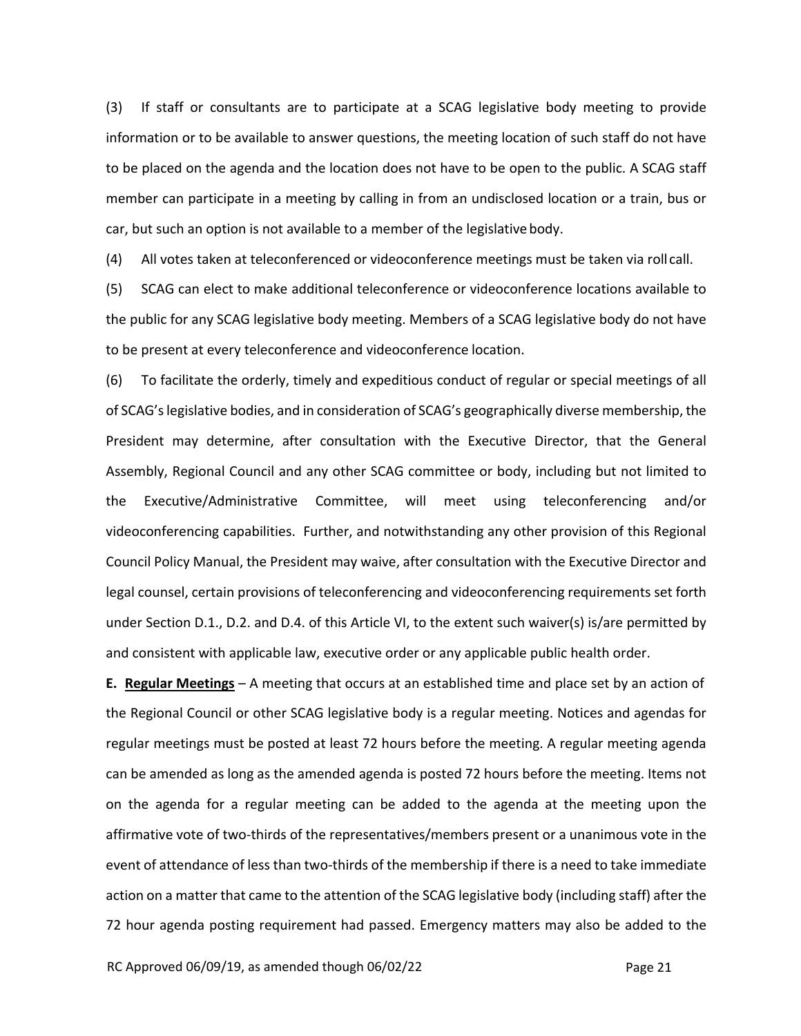(3) If staff or consultants are to participate at a SCAG legislative body meeting to provide information or to be available to answer questions, the meeting location of such staff do not have to be placed on the agenda and the location does not have to be open to the public. A SCAG staff member can participate in a meeting by calling in from an undisclosed location or a train, bus or car, but such an option is not available to a member of the legislative body.

(4) All votes taken at teleconferenced or videoconference meetings must be taken via roll call.

(5) SCAG can elect to make additional teleconference or videoconference locations available to the public for any SCAG legislative body meeting. Members of a SCAG legislative body do not have to be present at every teleconference and videoconference location.

(6) To facilitate the orderly, timely and expeditious conduct of regular or special meetings of all of SCAG's legislative bodies, and in consideration of SCAG's geographically diverse membership, the President may determine, after consultation with the Executive Director, that the General Assembly, Regional Council and any other SCAG committee or body, including but not limited to the Executive/Administrative Committee, will meet using teleconferencing and/or videoconferencing capabilities. Further, and notwithstanding any other provision of this Regional Council Policy Manual, the President may waive, after consultation with the Executive Director and legal counsel, certain provisions of teleconferencing and videoconferencing requirements set forth under Section D.1., D.2. and D.4. of this Article VI, to the extent such waiver(s) is/are permitted by and consistent with applicable law, executive order or any applicable public health order.

**E. <u>Regular Meetings</u>** – A meeting that occurs at an established time and place set by an action of the Regional Council or other SCAG legislative body is a regular meeting. Notices and agendas for regular meetings must be posted at least 72 hours before the meeting. A regular meeting agenda can be amended as long as the amended agenda is posted 72 hours before the meeting. Items not on the agenda for a regular meeting can be added to the agenda at the meeting upon the affirmative vote of two-thirds of the representatives/members present or a unanimous vote in the event of attendance of less than two-thirds of the membership if there is a need to take immediate action on a matter that came to the attention of the SCAG legislative body (including staff) after the 72 hour agenda posting requirement had passed. Emergency matters may also be added to the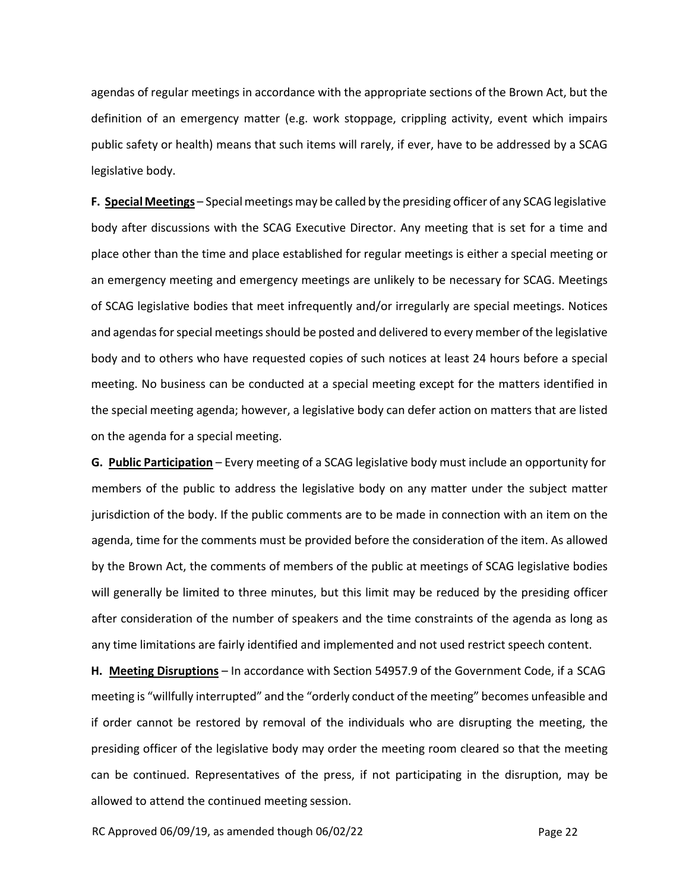agendas of regular meetings in accordance with the appropriate sections of the Brown Act, but the definition of an emergency matter (e.g. work stoppage, crippling activity, event which impairs public safety or health) means that such items will rarely, if ever, have to be addressed by a SCAG legislative body.

**F. <u>Special Meetings</u>** – Special meetings may be called by the presiding officer of any SCAG legislative body after discussions with the SCAG Executive Director. Any meeting that is set for a time and place other than the time and place established for regular meetings is either a special meeting or an emergency meeting and emergency meetings are unlikely to be necessary for SCAG. Meetings of SCAG legislative bodies that meet infrequently and/or irregularly are special meetings. Notices and agendas for special meetings should be posted and delivered to every member of the legislative body and to others who have requested copies of such notices at least 24 hours before a special meeting. No business can be conducted at a special meeting except for the matters identified in the special meeting agenda; however, a legislative body can defer action on matters that are listed on the agenda for a special meeting.

**G. <u>Public Participation</u>** – Every meeting of a SCAG legislative body must include an opportunity for members of the public to address the legislative body on any matter under the subject matter jurisdiction of the body. If the public comments are to be made in connection with an item on the agenda, time for the comments must be provided before the consideration of the item. As allowed by the Brown Act, the comments of members of the public at meetings of SCAG legislative bodies will generally be limited to three minutes, but this limit may be reduced by the presiding officer after consideration of the number of speakers and the time constraints of the agenda as long as any time limitations are fairly identified and implemented and not used restrict speech content.

**H. <u>Meeting Disruptions</u>** – In accordance with Section 54957.9 of the Government Code, if a SCAG meeting is "willfully interrupted" and the "orderly conduct of the meeting" becomes unfeasible and if order cannot be restored by removal of the individuals who are disrupting the meeting, the presiding officer of the legislative body may order the meeting room cleared so that the meeting can be continued. Representatives of the press, if not participating in the disruption, may be allowed to attend the continued meeting session.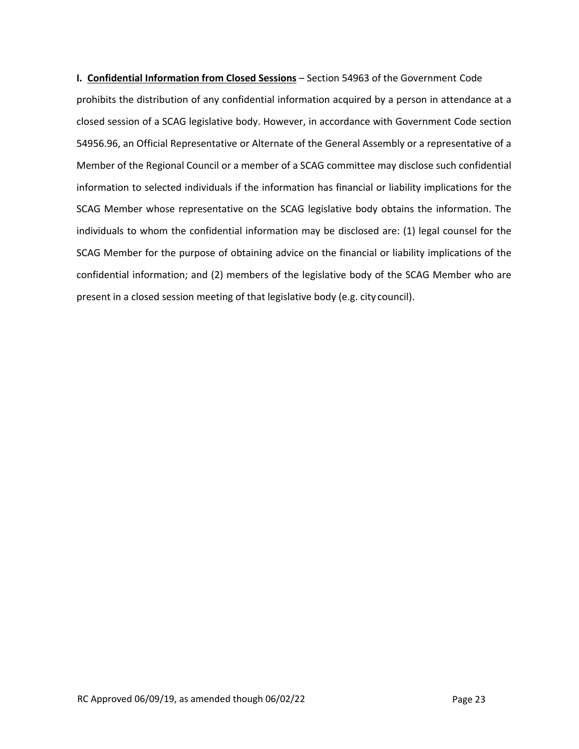**I. <u>Confidential Information from Closed Sessions</u>** – Section 54963 of the Government Code prohibits the distribution of any confidential information acquired by a person in attendance at a closed session of a SCAG legislative body. However, in accordance with Government Code section 54956.96, an Official Representative or Alternate of the General Assembly or a representative of a Member of the Regional Council or a member of a SCAG committee may disclose such confidential information to selected individuals if the information has financial or liability implications for the SCAG Member whose representative on the SCAG legislative body obtains the information. The individuals to whom the confidential information may be disclosed are: (1) legal counsel for the SCAG Member for the purpose of obtaining advice on the financial or liability implications of the confidential information; and (2) members of the legislative body of the SCAG Member who are present in a closed session meeting of that legislative body (e.g. city council).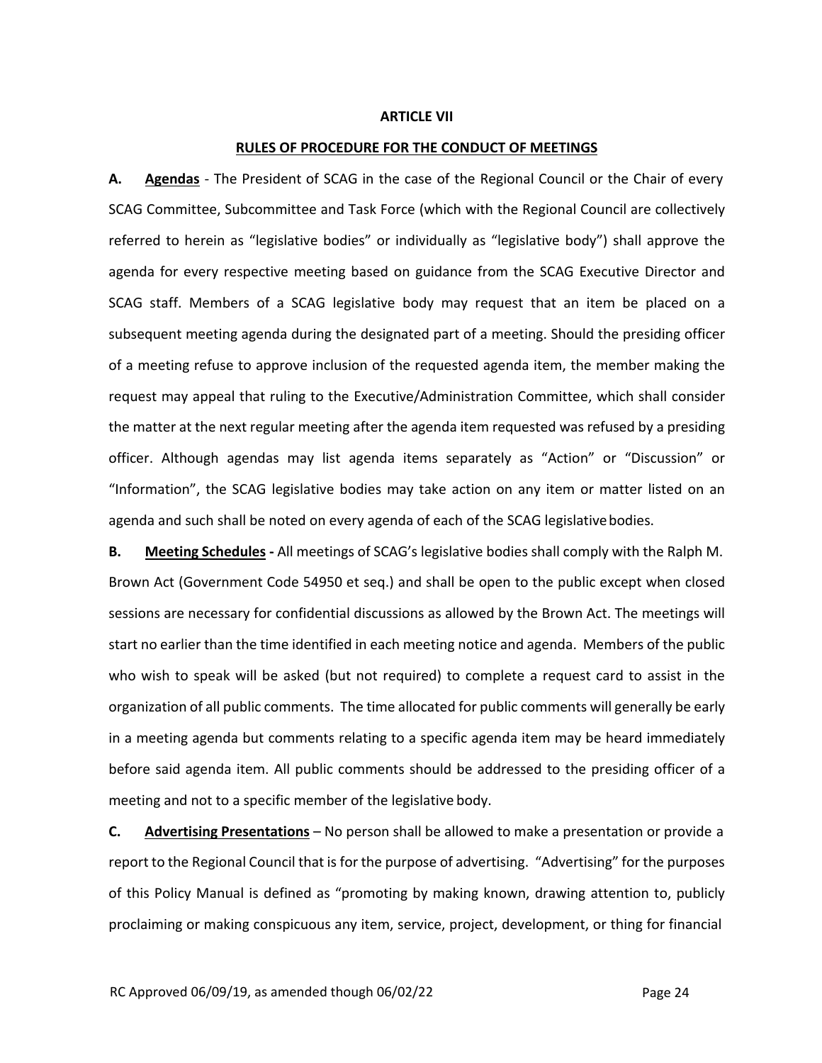## ARTICLE VII

## RULES OF PROCEDURE FOR THE CONDUCT OF MEETINGS

**A. Agendas** - The President of SCAG in the case of the Regional Council or the Chair of every SCAG Committee, Subcommittee and Task Force (which with the Regional Council are collectively referred to herein as "legislative bodies" or individually as "legislative body") shall approve the agenda for every respective meeting based on guidance from the SCAG Executive Director and SCAG staff. Members of a SCAG legislative body may request that an item be placed on a subsequent meeting agenda during the designated part of a meeting. Should the presiding officer of a meeting refuse to approve inclusion of the requested agenda item, the member making the request may appeal that ruling to the Executive/Administration Committee, which shall consider the matter at the next regular meeting after the agenda item requested was refused by a presiding officer. Although agendas may list agenda items separately as "Action" or "Discussion" or "Information", the SCAG legislative bodies may take action on any item or matter listed on an agenda and such shall be noted on every agenda of each of the SCAG legislative bodies.

**B. Meeting Schedules -** All meetings of SCAG's legislative bodies shall comply with the Ralph M. Brown Act (Government Code 54950 et seq.) and shall be open to the public except when closed sessions are necessary for confidential discussions as allowed by the Brown Act. The meetings will start no earlier than the time identified in each meeting notice and agenda. Members of the public who wish to speak will be asked (but not required) to complete a request card to assist in the organization of all public comments. The time allocated for public comments will generally be early in a meeting agenda but comments relating to a specific agenda item may be heard immediately before said agenda item. All public comments should be addressed to the presiding officer of a meeting and not to a specific member of the legislative body.

**C. Advertising Presentations** – No person shall be allowed to make a presentation or provide a report to the Regional Council that is for the purpose of advertising. "Advertising" for the purposes of this Policy Manual is defined as "promoting by making known, drawing attention to, publicly proclaiming or making conspicuous any item, service, project, development, or thing for financial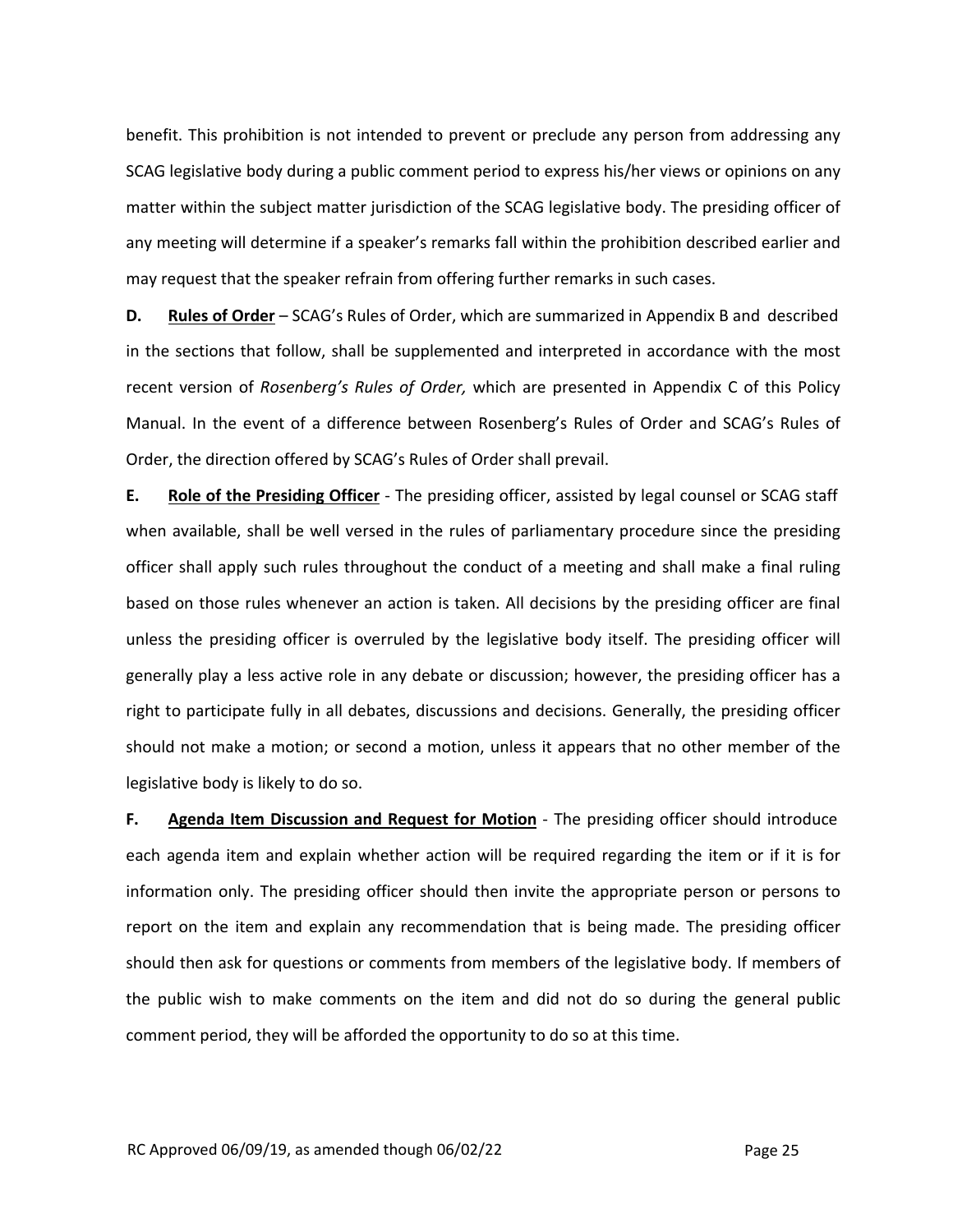benefit. This prohibition is not intended to prevent or preclude any person from addressing any SCAG legislative body during a public comment period to express his/her views or opinions on any matter within the subject matter jurisdiction of the SCAG legislative body. The presiding officer of any meeting will determine if a speaker's remarks fall within the prohibition described earlier and may request that the speaker refrain from offering further remarks in such cases.

**D.** **Rules of Order** – SCAG's Rules of Order, which are summarized in Appendix B and described in the sections that follow, shall be supplemented and interpreted in accordance with the most recent version of *Rosenberg's Rules of Order,* which are presented in Appendix C of this Policy Manual. In the event of a difference between Rosenberg's Rules of Order and SCAG's Rules of Order, the direction offered by SCAG's Rules of Order shall prevail.

**E.** **Role of the Presiding Officer** - The presiding officer, assisted by legal counsel or SCAG staff when available, shall be well versed in the rules of parliamentary procedure since the presiding officer shall apply such rules throughout the conduct of a meeting and shall make a final ruling based on those rules whenever an action is taken. All decisions by the presiding officer are final unless the presiding officer is overruled by the legislative body itself. The presiding officer will generally play a less active role in any debate or discussion; however, the presiding officer has a right to participate fully in all debates, discussions and decisions. Generally, the presiding officer should not make a motion; or second a motion, unless it appears that no other member of the legislative body is likely to do so.

**F.** **Agenda Item Discussion and Request for Motion** - The presiding officer should introduce each agenda item and explain whether action will be required regarding the item or if it is for information only. The presiding officer should then invite the appropriate person or persons to report on the item and explain any recommendation that is being made. The presiding officer should then ask for questions or comments from members of the legislative body. If members of the public wish to make comments on the item and did not do so during the general public comment period, they will be afforded the opportunity to do so at this time.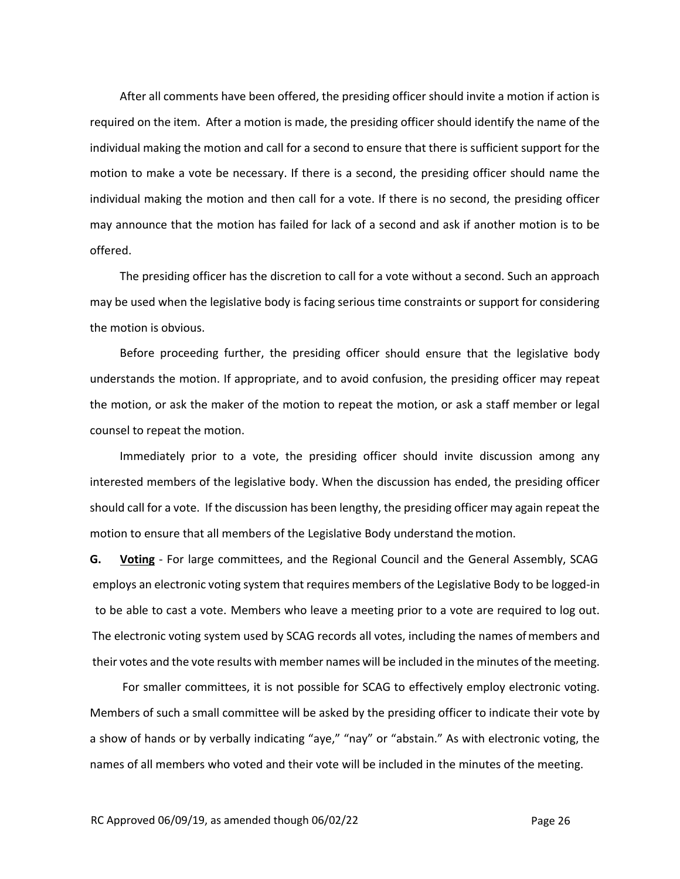After all comments have been offered, the presiding officer should invite a motion if action is required on the item. After a motion is made, the presiding officer should identify the name of the individual making the motion and call for a second to ensure that there is sufficient support for the motion to make a vote be necessary. If there is a second, the presiding officer should name the individual making the motion and then call for a vote. If there is no second, the presiding officer may announce that the motion has failed for lack of a second and ask if another motion is to be offered.

The presiding officer has the discretion to call for a vote without a second. Such an approach may be used when the legislative body is facing serious time constraints or support for considering the motion is obvious.

Before proceeding further, the presiding officer should ensure that the legislative body understands the motion. If appropriate, and to avoid confusion, the presiding officer may repeat the motion, or ask the maker of the motion to repeat the motion, or ask a staff member or legal counsel to repeat the motion.

Immediately prior to a vote, the presiding officer should invite discussion among any interested members of the legislative body. When the discussion has ended, the presiding officer should call for a vote. If the discussion has been lengthy, the presiding officer may again repeat the motion to ensure that all members of the Legislative Body understand the motion.

**G. <u>Voting</u>** - For large committees, and the Regional Council and the General Assembly, SCAG employs an electronic voting system that requires members of the Legislative Body to be logged-in to be able to cast a vote. Members who leave a meeting prior to a vote are required to log out. The electronic voting system used by SCAG records all votes, including the names of members and their votes and the vote results with member names will be included in the minutes of the meeting.

For smaller committees, it is not possible for SCAG to effectively employ electronic voting. Members of such a small committee will be asked by the presiding officer to indicate their vote by a show of hands or by verbally indicating "aye," "nay" or "abstain." As with electronic voting, the names of all members who voted and their vote will be included in the minutes of the meeting.

RC Approved 06/09/19, as amended though 06/02/22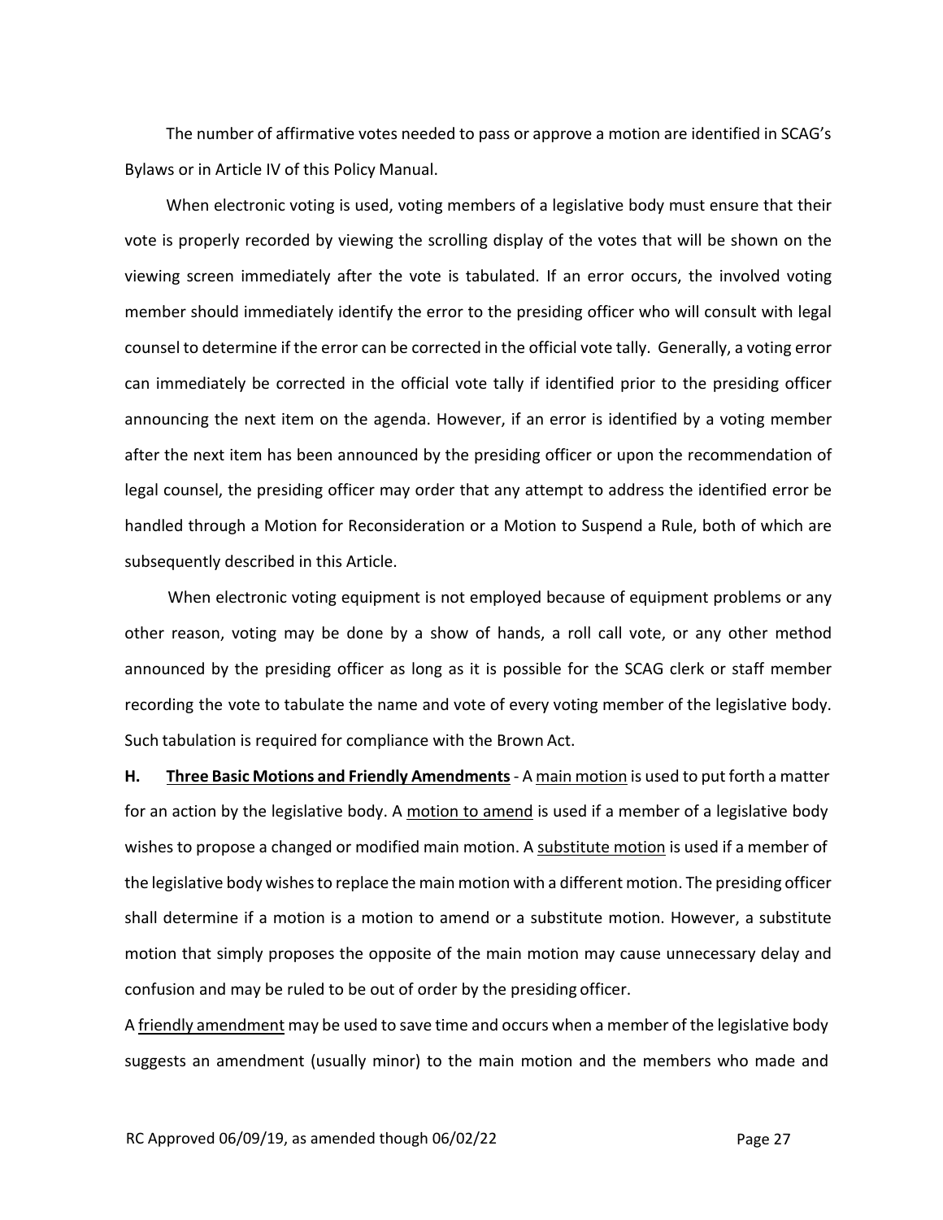The number of affirmative votes needed to pass or approve a motion are identified in SCAG's Bylaws or in Article IV of this Policy Manual.

When electronic voting is used, voting members of a legislative body must ensure that their vote is properly recorded by viewing the scrolling display of the votes that will be shown on the viewing screen immediately after the vote is tabulated. If an error occurs, the involved voting member should immediately identify the error to the presiding officer who will consult with legal counsel to determine if the error can be corrected in the official vote tally. Generally, a voting error can immediately be corrected in the official vote tally if identified prior to the presiding officer announcing the next item on the agenda. However, if an error is identified by a voting member after the next item has been announced by the presiding officer or upon the recommendation of legal counsel, the presiding officer may order that any attempt to address the identified error be handled through a Motion for Reconsideration or a Motion to Suspend a Rule, both of which are subsequently described in this Article.

When electronic voting equipment is not employed because of equipment problems or any other reason, voting may be done by a show of hands, a roll call vote, or any other method announced by the presiding officer as long as it is possible for the SCAG clerk or staff member recording the vote to tabulate the name and vote of every voting member of the legislative body. Such tabulation is required for compliance with the Brown Act.

**H. Three Basic Motions and Friendly Amendments** - A main motion is used to put forth a matter for an action by the legislative body. A motion to amend is used if a member of a legislative body wishes to propose a changed or modified main motion. A substitute motion is used if a member of the legislative body wishes to replace the main motion with a different motion. The presiding officer shall determine if a motion is a motion to amend or a substitute motion. However, a substitute motion that simply proposes the opposite of the main motion may cause unnecessary delay and confusion and may be ruled to be out of order by the presiding officer.

A friendly amendment may be used to save time and occurs when a member of the legislative body suggests an amendment (usually minor) to the main motion and the members who made and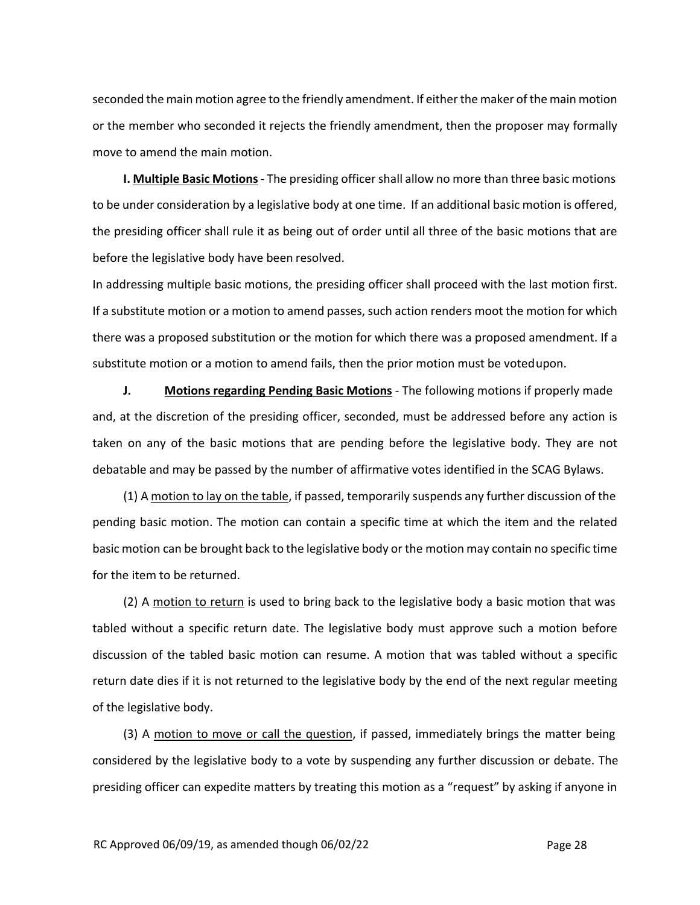seconded the main motion agree to the friendly amendment. If either the maker of the main motion or the member who seconded it rejects the friendly amendment, then the proposer may formally move to amend the main motion.

**I. Multiple Basic Motions** - The presiding officer shall allow no more than three basic motions to be under consideration by a legislative body at one time. If an additional basic motion is offered, the presiding officer shall rule it as being out of order until all three of the basic motions that are before the legislative body have been resolved.

In addressing multiple basic motions, the presiding officer shall proceed with the last motion first. If a substitute motion or a motion to amend passes, such action renders moot the motion for which there was a proposed substitution or the motion for which there was a proposed amendment. If a substitute motion or a motion to amend fails, then the prior motion must be voted upon.

**J. Motions regarding Pending Basic Motions** - The following motions if properly made and, at the discretion of the presiding officer, seconded, must be addressed before any action is taken on any of the basic motions that are pending before the legislative body. They are not debatable and may be passed by the number of affirmative votes identified in the SCAG Bylaws.

(1) A motion to lay on the table, if passed, temporarily suspends any further discussion of the pending basic motion. The motion can contain a specific time at which the item and the related basic motion can be brought back to the legislative body or the motion may contain no specific time for the item to be returned.

(2) A motion to return is used to bring back to the legislative body a basic motion that was tabled without a specific return date. The legislative body must approve such a motion before discussion of the tabled basic motion can resume. A motion that was tabled without a specific return date dies if it is not returned to the legislative body by the end of the next regular meeting of the legislative body.

(3) A motion to move or call the question, if passed, immediately brings the matter being considered by the legislative body to a vote by suspending any further discussion or debate. The presiding officer can expedite matters by treating this motion as a "request" by asking if anyone in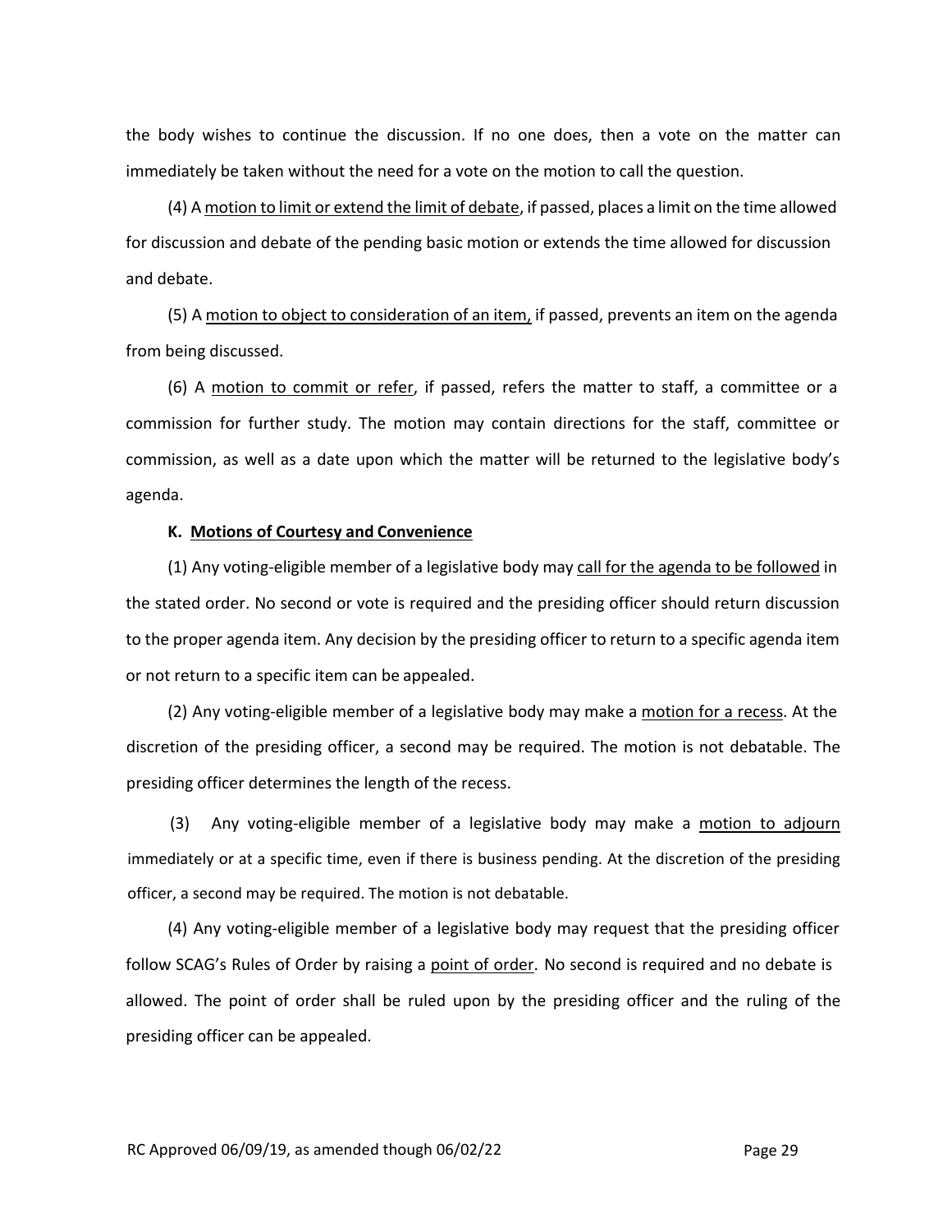the body wishes to continue the discussion. If no one does, then a vote on the matter can immediately be taken without the need for a vote on the motion to call the question.

(4) A motion to limit or extend the limit of debate, if passed, places a limit on the time allowed for discussion and debate of the pending basic motion or extends the time allowed for discussion and debate.

(5) A motion to object to consideration of an item, if passed, prevents an item on the agenda from being discussed.

(6) A motion to commit or refer, if passed, refers the matter to staff, a committee or a commission for further study. The motion may contain directions for the staff, committee or commission, as well as a date upon which the matter will be returned to the legislative body's agenda.

**K. Motions of Courtesy and Convenience**

(1) Any voting-eligible member of a legislative body may call for the agenda to be followed in the stated order. No second or vote is required and the presiding officer should return discussion to the proper agenda item. Any decision by the presiding officer to return to a specific agenda item or not return to a specific item can be appealed.

(2) Any voting-eligible member of a legislative body may make a motion for a recess. At the discretion of the presiding officer, a second may be required. The motion is not debatable. The presiding officer determines the length of the recess.

(3) Any voting-eligible member of a legislative body may make a motion to adjourn immediately or at a specific time, even if there is business pending. At the discretion of the presiding officer, a second may be required. The motion is not debatable.

(4) Any voting-eligible member of a legislative body may request that the presiding officer follow SCAG's Rules of Order by raising a point of order. No second is required and no debate is allowed. The point of order shall be ruled upon by the presiding officer and the ruling of the presiding officer can be appealed.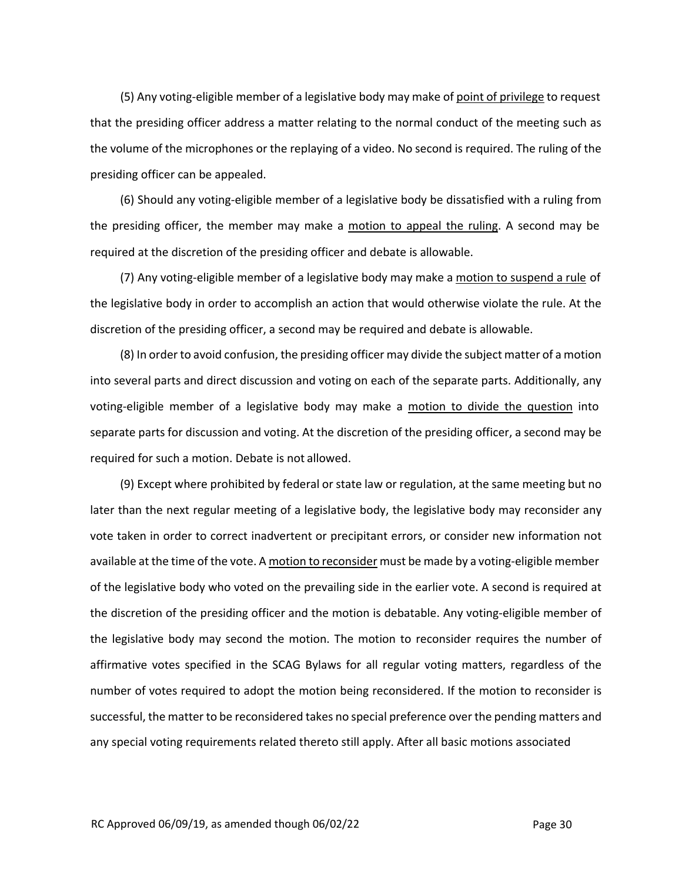(5) Any voting-eligible member of a legislative body may make of <u>point of privilege</u> to request that the presiding officer address a matter relating to the normal conduct of the meeting such as the volume of the microphones or the replaying of a video. No second is required. The ruling of the presiding officer can be appealed.

(6) Should any voting-eligible member of a legislative body be dissatisfied with a ruling from the presiding officer, the member may make a <u>motion to appeal the ruling</u>. A second may be required at the discretion of the presiding officer and debate is allowable.

(7) Any voting-eligible member of a legislative body may make a <u>motion to suspend a rule</u> of the legislative body in order to accomplish an action that would otherwise violate the rule. At the discretion of the presiding officer, a second may be required and debate is allowable.

(8) In order to avoid confusion, the presiding officer may divide the subject matter of a motion into several parts and direct discussion and voting on each of the separate parts. Additionally, any voting-eligible member of a legislative body may make a <u>motion to divide the question</u> into separate parts for discussion and voting. At the discretion of the presiding officer, a second may be required for such a motion. Debate is not allowed.

(9) Except where prohibited by federal or state law or regulation, at the same meeting but no later than the next regular meeting of a legislative body, the legislative body may reconsider any vote taken in order to correct inadvertent or precipitant errors, or consider new information not available at the time of the vote. A <u>motion to reconsider</u> must be made by a voting-eligible member of the legislative body who voted on the prevailing side in the earlier vote. A second is required at the discretion of the presiding officer and the motion is debatable. Any voting-eligible member of the legislative body may second the motion. The motion to reconsider requires the number of affirmative votes specified in the SCAG Bylaws for all regular voting matters, regardless of the number of votes required to adopt the motion being reconsidered. If the motion to reconsider is successful, the matter to be reconsidered takes no special preference over the pending matters and any special voting requirements related thereto still apply. After all basic motions associated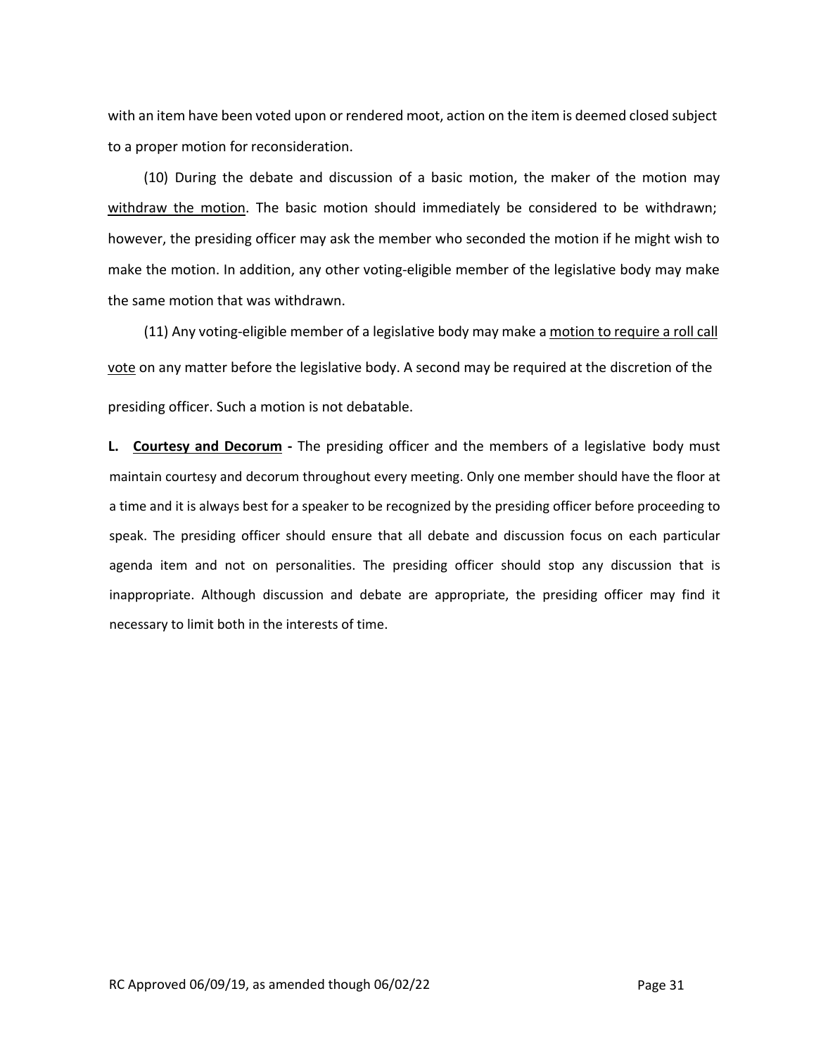with an item have been voted upon or rendered moot, action on the item is deemed closed subject to a proper motion for reconsideration.

(10) During the debate and discussion of a basic motion, the maker of the motion may <u>withdraw the motion</u>. The basic motion should immediately be considered to be withdrawn; however, the presiding officer may ask the member who seconded the motion if he might wish to make the motion. In addition, any other voting-eligible member of the legislative body may make the same motion that was withdrawn.

(11) Any voting-eligible member of a legislative body may make a <u>motion to require a roll call vote</u> on any matter before the legislative body. A second may be required at the discretion of the presiding officer. Such a motion is not debatable.

**L. <u>Courtesy and Decorum</u> -** The presiding officer and the members of a legislative body must maintain courtesy and decorum throughout every meeting. Only one member should have the floor at a time and it is always best for a speaker to be recognized by the presiding officer before proceeding to speak. The presiding officer should ensure that all debate and discussion focus on each particular agenda item and not on personalities. The presiding officer should stop any discussion that is inappropriate. Although discussion and debate are appropriate, the presiding officer may find it necessary to limit both in the interests of time.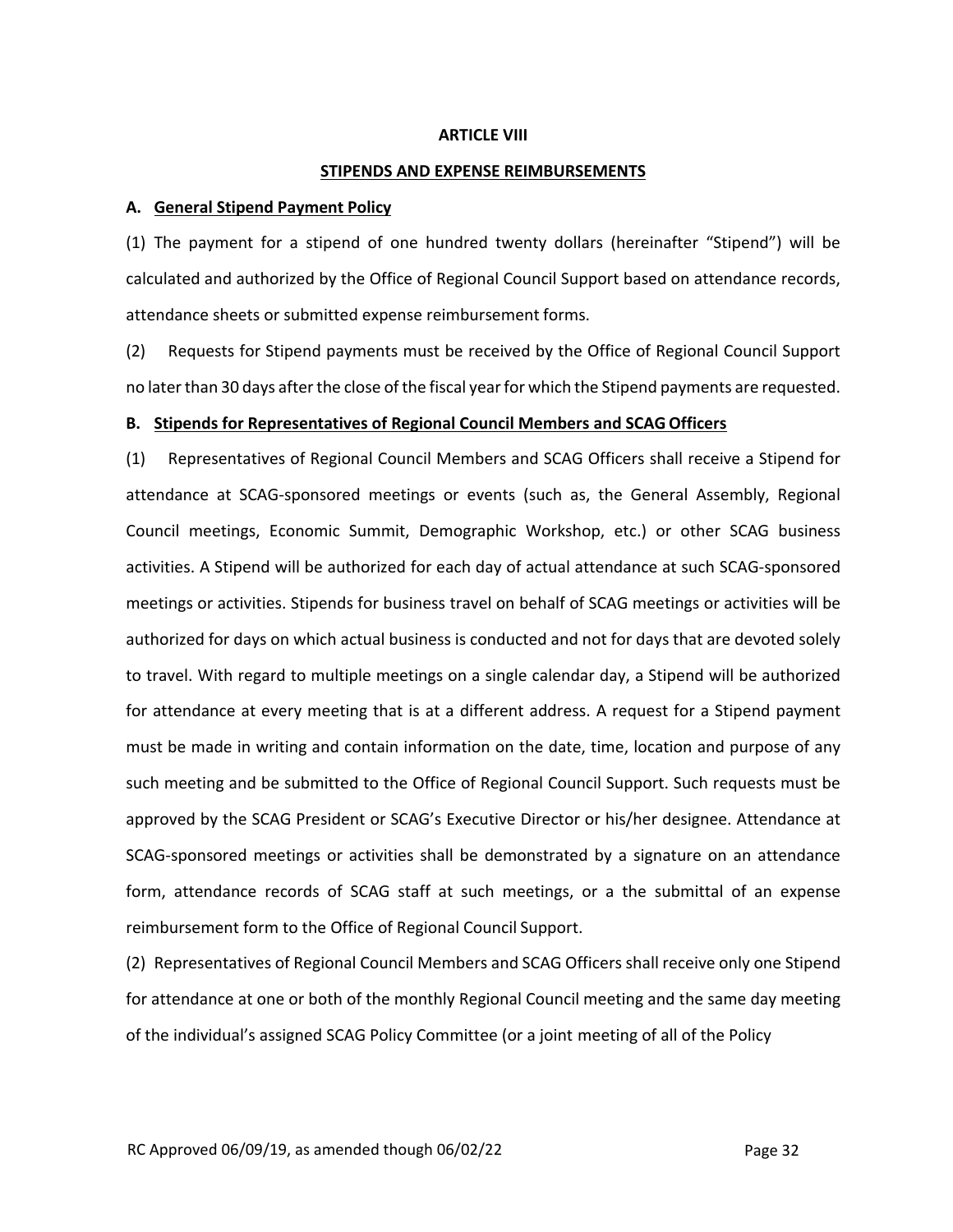**ARTICLE VIII**

**STIPENDS AND EXPENSE REIMBURSEMENTS**

**A. General Stipend Payment Policy**

(1) The payment for a stipend of one hundred twenty dollars (hereinafter "Stipend") will be calculated and authorized by the Office of Regional Council Support based on attendance records, attendance sheets or submitted expense reimbursement forms.

(2) Requests for Stipend payments must be received by the Office of Regional Council Support no later than 30 days after the close of the fiscal year for which the Stipend payments are requested.

**B. Stipends for Representatives of Regional Council Members and SCAG Officers**

(1) Representatives of Regional Council Members and SCAG Officers shall receive a Stipend for attendance at SCAG-sponsored meetings or events (such as, the General Assembly, Regional Council meetings, Economic Summit, Demographic Workshop, etc.) or other SCAG business activities. A Stipend will be authorized for each day of actual attendance at such SCAG-sponsored meetings or activities. Stipends for business travel on behalf of SCAG meetings or activities will be authorized for days on which actual business is conducted and not for days that are devoted solely to travel. With regard to multiple meetings on a single calendar day, a Stipend will be authorized for attendance at every meeting that is at a different address. A request for a Stipend payment must be made in writing and contain information on the date, time, location and purpose of any such meeting and be submitted to the Office of Regional Council Support. Such requests must be approved by the SCAG President or SCAG's Executive Director or his/her designee. Attendance at SCAG-sponsored meetings or activities shall be demonstrated by a signature on an attendance form, attendance records of SCAG staff at such meetings, or a the submittal of an expense reimbursement form to the Office of Regional Council Support.

(2) Representatives of Regional Council Members and SCAG Officers shall receive only one Stipend for attendance at one or both of the monthly Regional Council meeting and the same day meeting of the individual's assigned SCAG Policy Committee (or a joint meeting of all of the Policy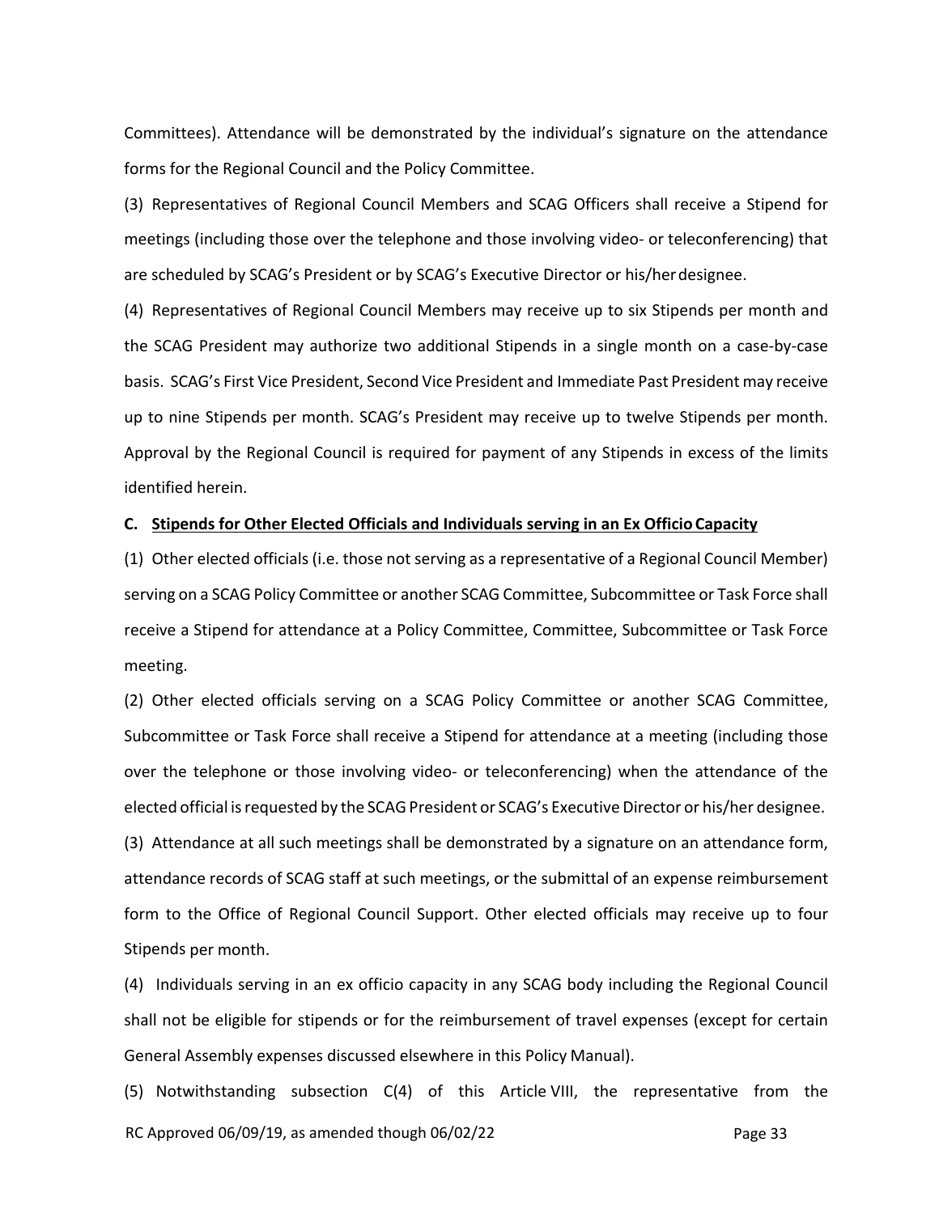Committees). Attendance will be demonstrated by the individual's signature on the attendance forms for the Regional Council and the Policy Committee.

(3) Representatives of Regional Council Members and SCAG Officers shall receive a Stipend for meetings (including those over the telephone and those involving video- or teleconferencing) that are scheduled by SCAG's President or by SCAG's Executive Director or his/her designee.

(4) Representatives of Regional Council Members may receive up to six Stipends per month and the SCAG President may authorize two additional Stipends in a single month on a case-by-case basis. SCAG's First Vice President, Second Vice President and Immediate Past President may receive up to nine Stipends per month. SCAG's President may receive up to twelve Stipends per month. Approval by the Regional Council is required for payment of any Stipends in excess of the limits identified herein.

**C. <u>Stipends for Other Elected Officials and Individuals serving in an Ex Officio Capacity</u>**

(1) Other elected officials (i.e. those not serving as a representative of a Regional Council Member) serving on a SCAG Policy Committee or another SCAG Committee, Subcommittee or Task Force shall receive a Stipend for attendance at a Policy Committee, Committee, Subcommittee or Task Force meeting.

(2) Other elected officials serving on a SCAG Policy Committee or another SCAG Committee, Subcommittee or Task Force shall receive a Stipend for attendance at a meeting (including those over the telephone or those involving video- or teleconferencing) when the attendance of the elected official is requested by the SCAG President or SCAG's Executive Director or his/her designee.

(3) Attendance at all such meetings shall be demonstrated by a signature on an attendance form, attendance records of SCAG staff at such meetings, or the submittal of an expense reimbursement form to the Office of Regional Council Support. Other elected officials may receive up to four Stipends per month.

(4) Individuals serving in an ex officio capacity in any SCAG body including the Regional Council shall not be eligible for stipends or for the reimbursement of travel expenses (except for certain General Assembly expenses discussed elsewhere in this Policy Manual).

(5) Notwithstanding subsection C(4) of this Article VIII, the representative from the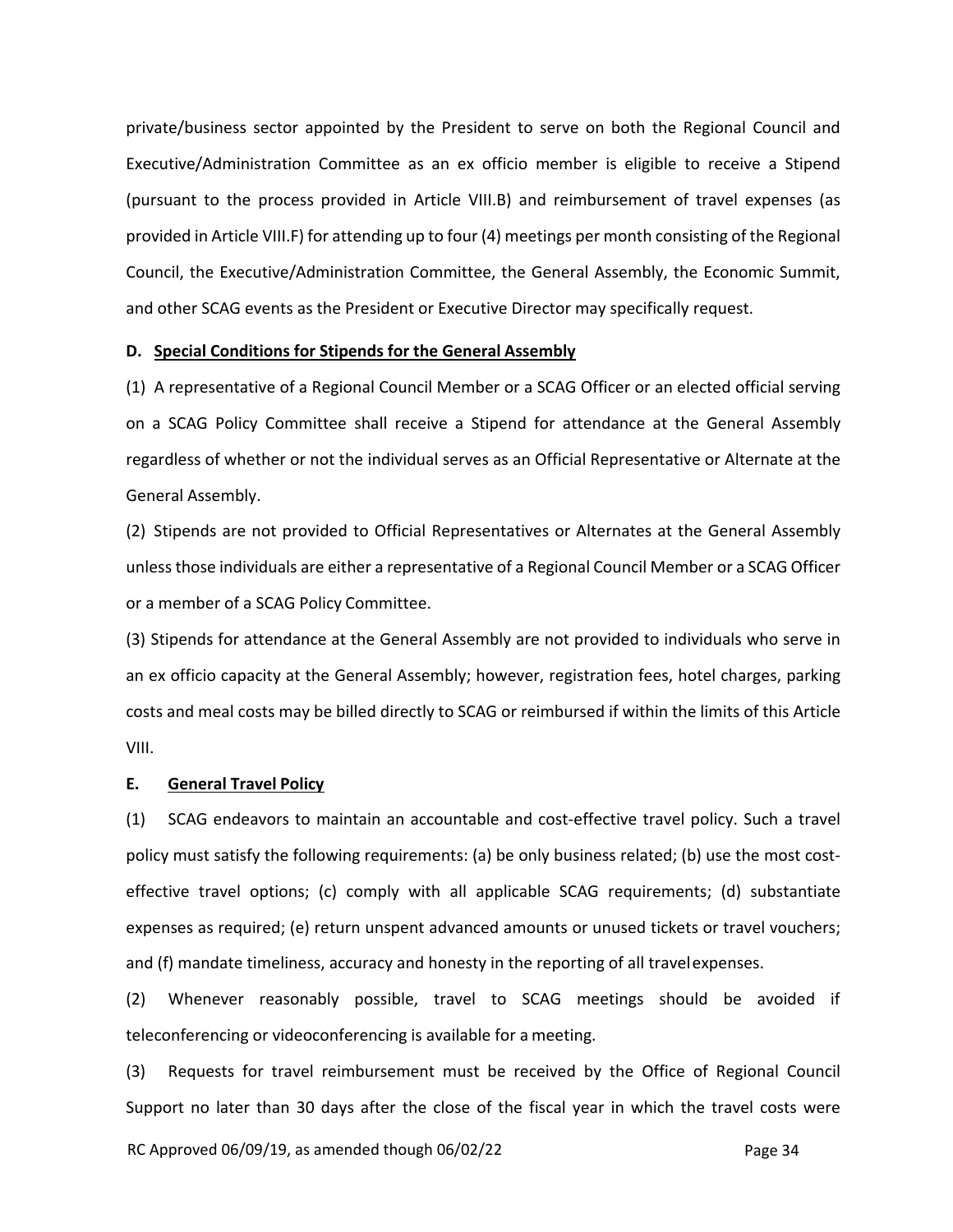private/business sector appointed by the President to serve on both the Regional Council and Executive/Administration Committee as an ex officio member is eligible to receive a Stipend (pursuant to the process provided in Article VIII.B) and reimbursement of travel expenses (as provided in Article VIII.F) for attending up to four (4) meetings per month consisting of the Regional Council, the Executive/Administration Committee, the General Assembly, the Economic Summit, and other SCAG events as the President or Executive Director may specifically request.

**D. Special Conditions for Stipends for the General Assembly**

(1) A representative of a Regional Council Member or a SCAG Officer or an elected official serving on a SCAG Policy Committee shall receive a Stipend for attendance at the General Assembly regardless of whether or not the individual serves as an Official Representative or Alternate at the General Assembly.

(2) Stipends are not provided to Official Representatives or Alternates at the General Assembly unless those individuals are either a representative of a Regional Council Member or a SCAG Officer or a member of a SCAG Policy Committee.

(3) Stipends for attendance at the General Assembly are not provided to individuals who serve in an ex officio capacity at the General Assembly; however, registration fees, hotel charges, parking costs and meal costs may be billed directly to SCAG or reimbursed if within the limits of this Article VIII.

**E. General Travel Policy**

(1) SCAG endeavors to maintain an accountable and cost-effective travel policy. Such a travel policy must satisfy the following requirements: (a) be only business related; (b) use the most cost-effective travel options; (c) comply with all applicable SCAG requirements; (d) substantiate expenses as required; (e) return unspent advanced amounts or unused tickets or travel vouchers; and (f) mandate timeliness, accuracy and honesty in the reporting of all travel expenses.

(2) Whenever reasonably possible, travel to SCAG meetings should be avoided if teleconferencing or videoconferencing is available for a meeting.

(3) Requests for travel reimbursement must be received by the Office of Regional Council Support no later than 30 days after the close of the fiscal year in which the travel costs were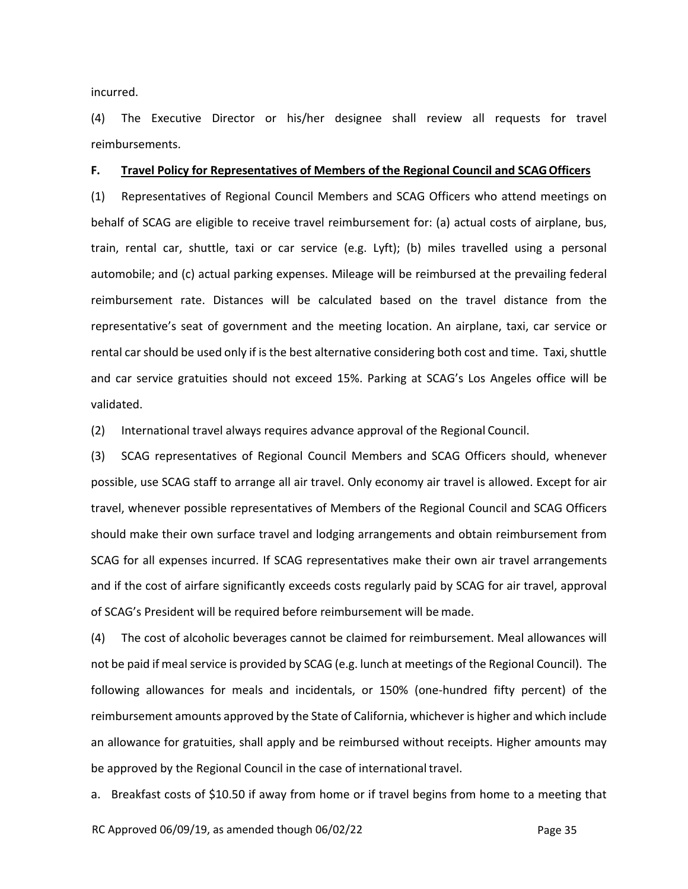incurred.

(4) The Executive Director or his/her designee shall review all requests for travel reimbursements.

**F. <u>Travel Policy for Representatives of Members of the Regional Council and SCAG Officers</u>**

(1) Representatives of Regional Council Members and SCAG Officers who attend meetings on behalf of SCAG are eligible to receive travel reimbursement for: (a) actual costs of airplane, bus, train, rental car, shuttle, taxi or car service (e.g. Lyft); (b) miles travelled using a personal automobile; and (c) actual parking expenses. Mileage will be reimbursed at the prevailing federal reimbursement rate. Distances will be calculated based on the travel distance from the representative's seat of government and the meeting location. An airplane, taxi, car service or rental car should be used only if is the best alternative considering both cost and time. Taxi, shuttle and car service gratuities should not exceed 15%. Parking at SCAG's Los Angeles office will be validated.

(2) International travel always requires advance approval of the Regional Council.

(3) SCAG representatives of Regional Council Members and SCAG Officers should, whenever possible, use SCAG staff to arrange all air travel. Only economy air travel is allowed. Except for air travel, whenever possible representatives of Members of the Regional Council and SCAG Officers should make their own surface travel and lodging arrangements and obtain reimbursement from SCAG for all expenses incurred. If SCAG representatives make their own air travel arrangements and if the cost of airfare significantly exceeds costs regularly paid by SCAG for air travel, approval of SCAG's President will be required before reimbursement will be made.

(4) The cost of alcoholic beverages cannot be claimed for reimbursement. Meal allowances will not be paid if meal service is provided by SCAG (e.g. lunch at meetings of the Regional Council). The following allowances for meals and incidentals, or 150% (one-hundred fifty percent) of the reimbursement amounts approved by the State of California, whichever is higher and which include an allowance for gratuities, shall apply and be reimbursed without receipts. Higher amounts may be approved by the Regional Council in the case of international travel.

a. Breakfast costs of $10.50 if away from home or if travel begins from home to a meeting that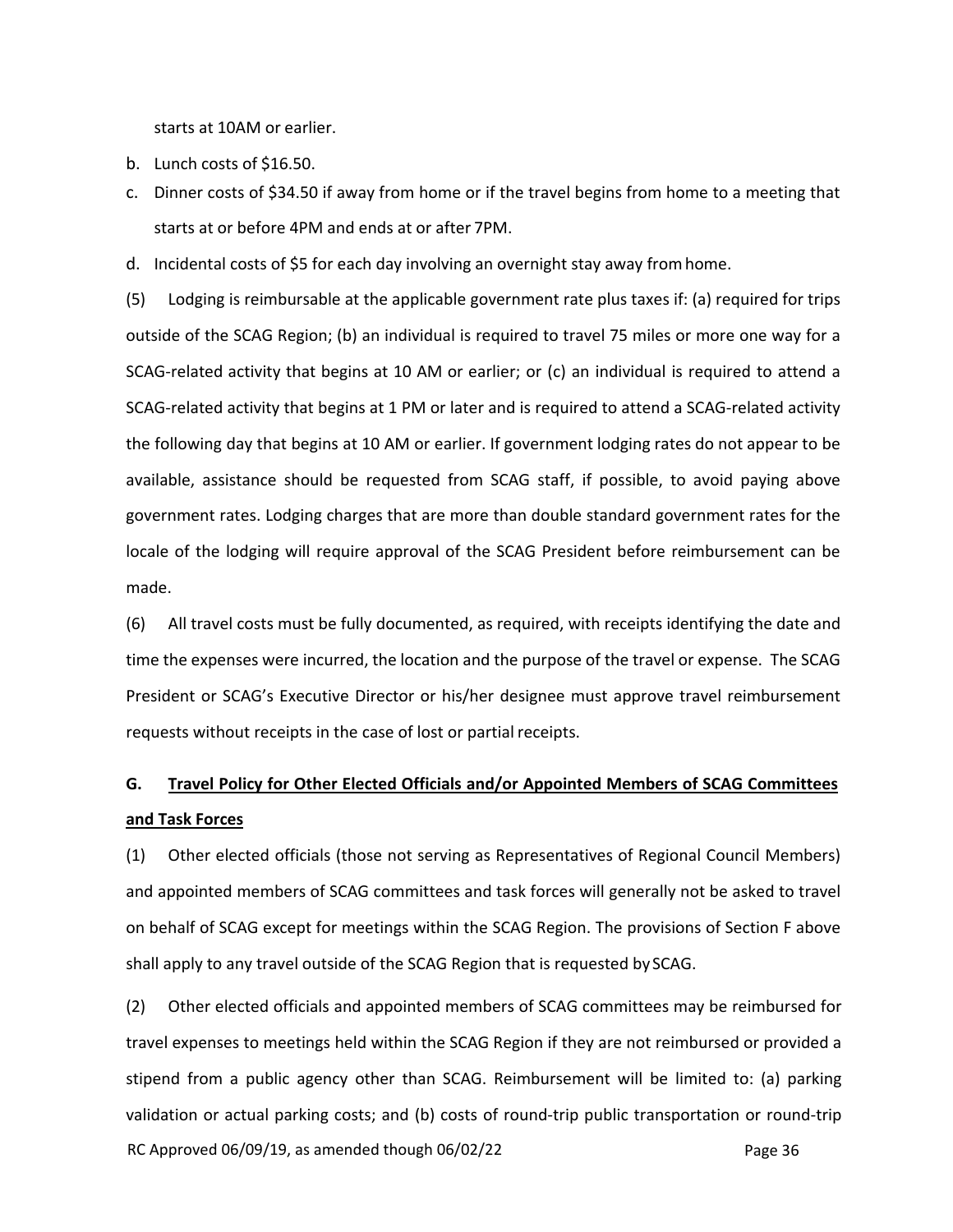starts at 10AM or earlier.

b. Lunch costs of $16.50.

c. Dinner costs of $34.50 if away from home or if the travel begins from home to a meeting that starts at or before 4PM and ends at or after 7PM.

d. Incidental costs of $5 for each day involving an overnight stay away from home.

(5) Lodging is reimbursable at the applicable government rate plus taxes if: (a) required for trips outside of the SCAG Region; (b) an individual is required to travel 75 miles or more one way for a SCAG-related activity that begins at 10 AM or earlier; or (c) an individual is required to attend a SCAG-related activity that begins at 1 PM or later and is required to attend a SCAG-related activity the following day that begins at 10 AM or earlier. If government lodging rates do not appear to be available, assistance should be requested from SCAG staff, if possible, to avoid paying above government rates. Lodging charges that are more than double standard government rates for the locale of the lodging will require approval of the SCAG President before reimbursement can be made.

(6) All travel costs must be fully documented, as required, with receipts identifying the date and time the expenses were incurred, the location and the purpose of the travel or expense. The SCAG President or SCAG's Executive Director or his/her designee must approve travel reimbursement requests without receipts in the case of lost or partial receipts.

**G. <u>Travel Policy for Other Elected Officials and/or Appointed Members of SCAG Committees and Task Forces</u>**

(1) Other elected officials (those not serving as Representatives of Regional Council Members) and appointed members of SCAG committees and task forces will generally not be asked to travel on behalf of SCAG except for meetings within the SCAG Region. The provisions of Section F above shall apply to any travel outside of the SCAG Region that is requested by SCAG.

(2) Other elected officials and appointed members of SCAG committees may be reimbursed for travel expenses to meetings held within the SCAG Region if they are not reimbursed or provided a stipend from a public agency other than SCAG. Reimbursement will be limited to: (a) parking validation or actual parking costs; and (b) costs of round-trip public transportation or round-trip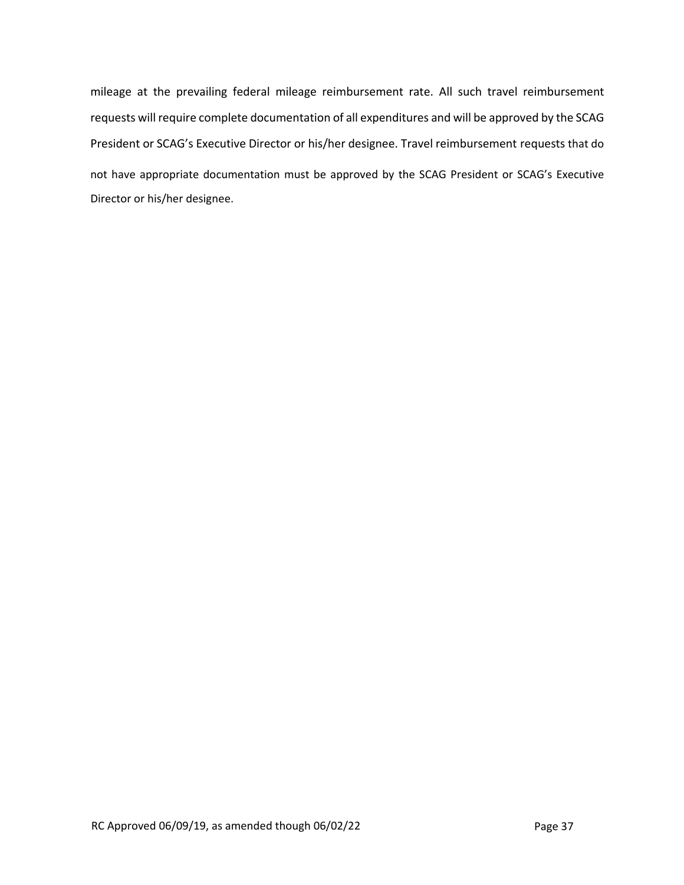mileage at the prevailing federal mileage reimbursement rate. All such travel reimbursement requests will require complete documentation of all expenditures and will be approved by the SCAG President or SCAG's Executive Director or his/her designee. Travel reimbursement requests that do not have appropriate documentation must be approved by the SCAG President or SCAG's Executive Director or his/her designee.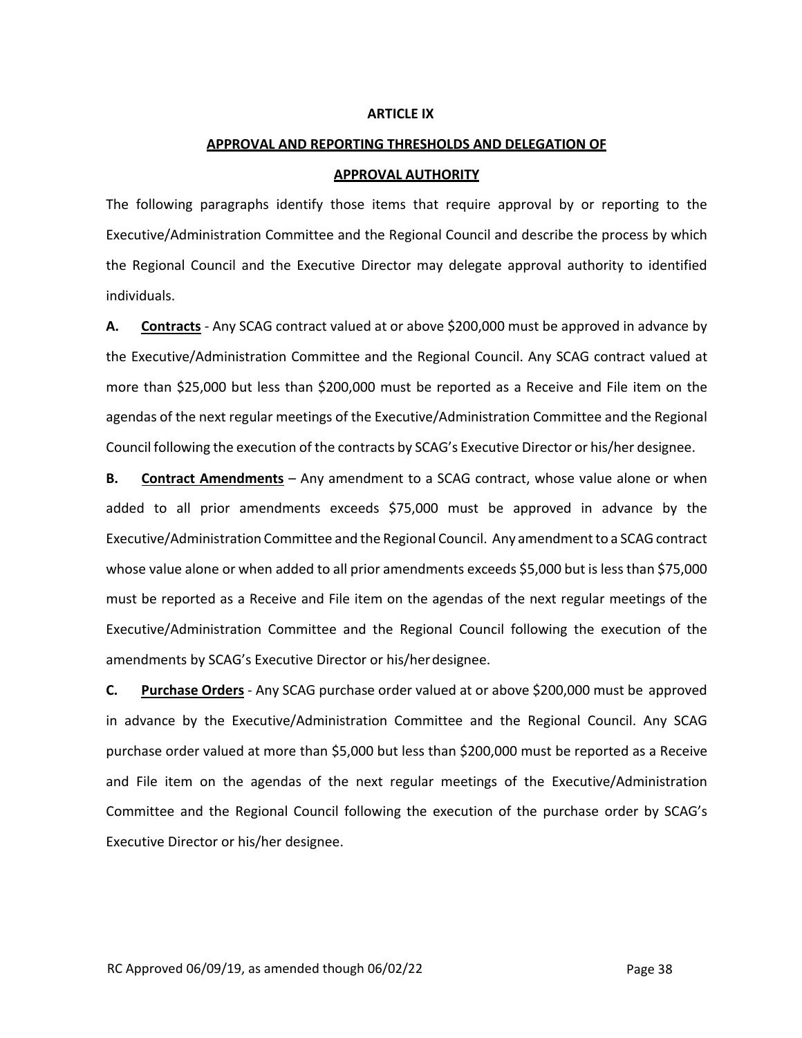## ARTICLE IX

## APPROVAL AND REPORTING THRESHOLDS AND DELEGATION OF APPROVAL AUTHORITY

The following paragraphs identify those items that require approval by or reporting to the Executive/Administration Committee and the Regional Council and describe the process by which the Regional Council and the Executive Director may delegate approval authority to identified individuals.

**A. Contracts** - Any SCAG contract valued at or above $200,000 must be approved in advance by the Executive/Administration Committee and the Regional Council. Any SCAG contract valued at more than $25,000 but less than $200,000 must be reported as a Receive and File item on the agendas of the next regular meetings of the Executive/Administration Committee and the Regional Council following the execution of the contracts by SCAG's Executive Director or his/her designee.

**B. Contract Amendments** – Any amendment to a SCAG contract, whose value alone or when added to all prior amendments exceeds $75,000 must be approved in advance by the Executive/Administration Committee and the Regional Council. Any amendment to a SCAG contract whose value alone or when added to all prior amendments exceeds $5,000 but is less than $75,000 must be reported as a Receive and File item on the agendas of the next regular meetings of the Executive/Administration Committee and the Regional Council following the execution of the amendments by SCAG's Executive Director or his/her designee.

**C. Purchase Orders** - Any SCAG purchase order valued at or above $200,000 must be approved in advance by the Executive/Administration Committee and the Regional Council. Any SCAG purchase order valued at more than $5,000 but less than $200,000 must be reported as a Receive and File item on the agendas of the next regular meetings of the Executive/Administration Committee and the Regional Council following the execution of the purchase order by SCAG's Executive Director or his/her designee.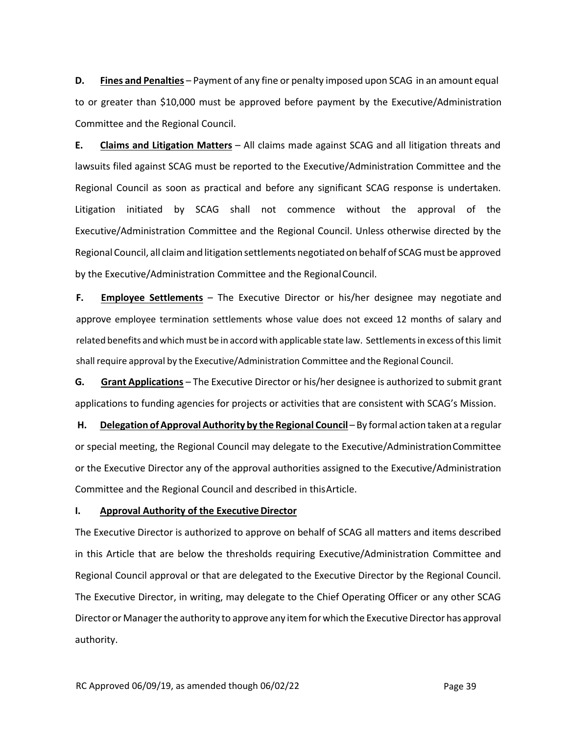**D. Fines and Penalties** – Payment of any fine or penalty imposed upon SCAG in an amount equal to or greater than $10,000 must be approved before payment by the Executive/Administration Committee and the Regional Council.

**E. Claims and Litigation Matters** – All claims made against SCAG and all litigation threats and lawsuits filed against SCAG must be reported to the Executive/Administration Committee and the Regional Council as soon as practical and before any significant SCAG response is undertaken. Litigation initiated by SCAG shall not commence without the approval of the Executive/Administration Committee and the Regional Council. Unless otherwise directed by the Regional Council, all claim and litigation settlements negotiated on behalf of SCAG must be approved by the Executive/Administration Committee and the Regional Council.

**F. Employee Settlements** – The Executive Director or his/her designee may negotiate and approve employee termination settlements whose value does not exceed 12 months of salary and related benefits and which must be in accord with applicable state law. Settlements in excess of this limit shall require approval by the Executive/Administration Committee and the Regional Council.

**G. Grant Applications** – The Executive Director or his/her designee is authorized to submit grant applications to funding agencies for projects or activities that are consistent with SCAG's Mission.

**H. Delegation of Approval Authority by the Regional Council** – By formal action taken at a regular or special meeting, the Regional Council may delegate to the Executive/Administration Committee or the Executive Director any of the approval authorities assigned to the Executive/Administration Committee and the Regional Council and described in this Article.

**I. Approval Authority of the Executive Director**

The Executive Director is authorized to approve on behalf of SCAG all matters and items described in this Article that are below the thresholds requiring Executive/Administration Committee and Regional Council approval or that are delegated to the Executive Director by the Regional Council. The Executive Director, in writing, may delegate to the Chief Operating Officer or any other SCAG Director or Manager the authority to approve any item for which the Executive Director has approval authority.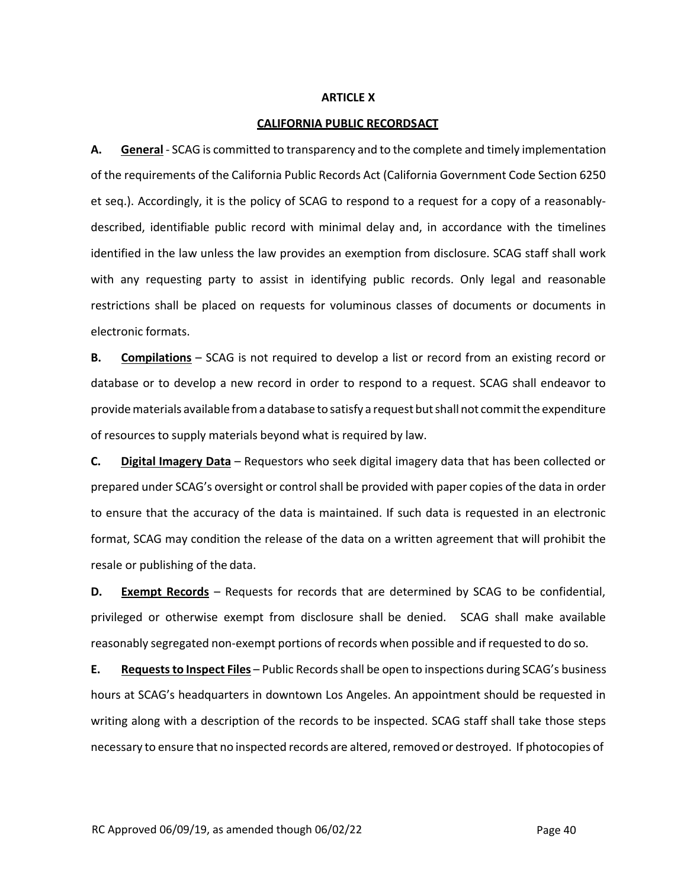## ARTICLE X

## CALIFORNIA PUBLIC RECORDSACT

**A. General** - SCAG is committed to transparency and to the complete and timely implementation of the requirements of the California Public Records Act (California Government Code Section 6250 et seq.). Accordingly, it is the policy of SCAG to respond to a request for a copy of a reasonably-described, identifiable public record with minimal delay and, in accordance with the timelines identified in the law unless the law provides an exemption from disclosure. SCAG staff shall work with any requesting party to assist in identifying public records. Only legal and reasonable restrictions shall be placed on requests for voluminous classes of documents or documents in electronic formats.

**B. Compilations** – SCAG is not required to develop a list or record from an existing record or database or to develop a new record in order to respond to a request. SCAG shall endeavor to provide materials available from a database to satisfy a request but shall not commit the expenditure of resources to supply materials beyond what is required by law.

**C. Digital Imagery Data** – Requestors who seek digital imagery data that has been collected or prepared under SCAG's oversight or control shall be provided with paper copies of the data in order to ensure that the accuracy of the data is maintained. If such data is requested in an electronic format, SCAG may condition the release of the data on a written agreement that will prohibit the resale or publishing of the data.

**D. Exempt Records** – Requests for records that are determined by SCAG to be confidential, privileged or otherwise exempt from disclosure shall be denied. SCAG shall make available reasonably segregated non-exempt portions of records when possible and if requested to do so.

**E. Requests to Inspect Files** – Public Records shall be open to inspections during SCAG's business hours at SCAG's headquarters in downtown Los Angeles. An appointment should be requested in writing along with a description of the records to be inspected. SCAG staff shall take those steps necessary to ensure that no inspected records are altered, removed or destroyed. If photocopies of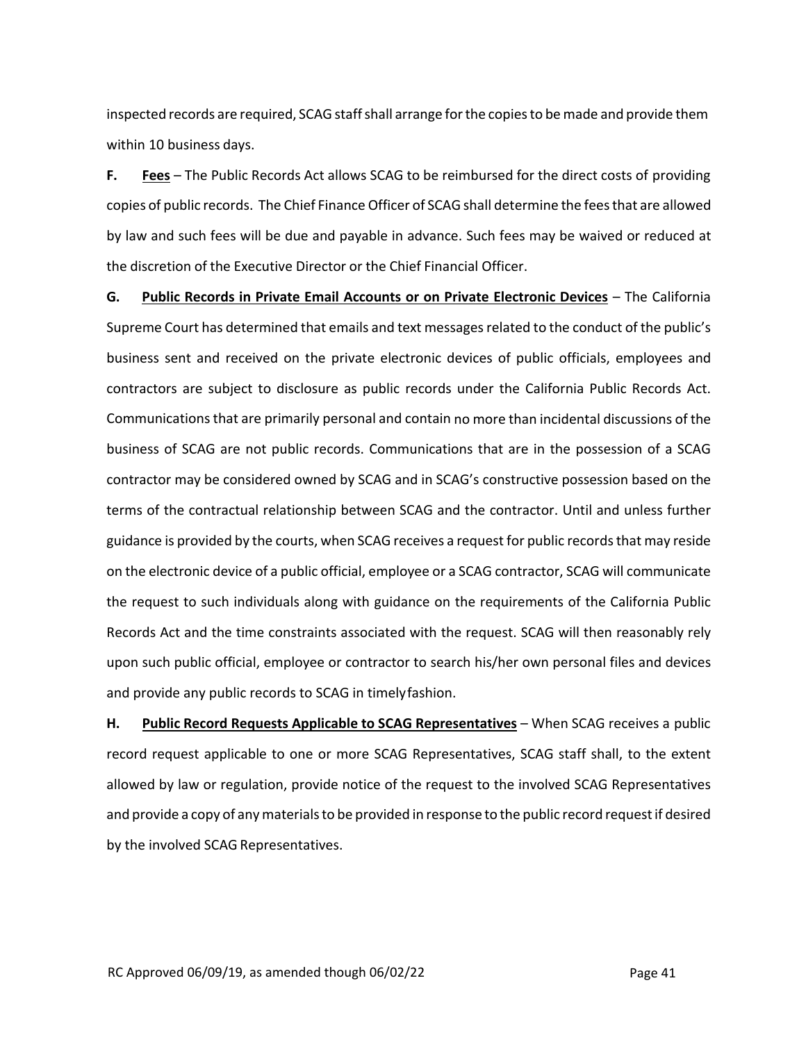inspected records are required, SCAG staff shall arrange for the copies to be made and provide them within 10 business days.

**F.** **<u>Fees</u>** – The Public Records Act allows SCAG to be reimbursed for the direct costs of providing copies of public records. The Chief Finance Officer of SCAG shall determine the fees that are allowed by law and such fees will be due and payable in advance. Such fees may be waived or reduced at the discretion of the Executive Director or the Chief Financial Officer.

**G.** **<u>Public Records in Private Email Accounts or on Private Electronic Devices</u>** – The California Supreme Court has determined that emails and text messages related to the conduct of the public's business sent and received on the private electronic devices of public officials, employees and contractors are subject to disclosure as public records under the California Public Records Act. Communications that are primarily personal and contain no more than incidental discussions of the business of SCAG are not public records. Communications that are in the possession of a SCAG contractor may be considered owned by SCAG and in SCAG's constructive possession based on the terms of the contractual relationship between SCAG and the contractor. Until and unless further guidance is provided by the courts, when SCAG receives a request for public records that may reside on the electronic device of a public official, employee or a SCAG contractor, SCAG will communicate the request to such individuals along with guidance on the requirements of the California Public Records Act and the time constraints associated with the request. SCAG will then reasonably rely upon such public official, employee or contractor to search his/her own personal files and devices and provide any public records to SCAG in timely fashion.

**H.** **<u>Public Record Requests Applicable to SCAG Representatives</u>** – When SCAG receives a public record request applicable to one or more SCAG Representatives, SCAG staff shall, to the extent allowed by law or regulation, provide notice of the request to the involved SCAG Representatives and provide a copy of any materials to be provided in response to the public record request if desired by the involved SCAG Representatives.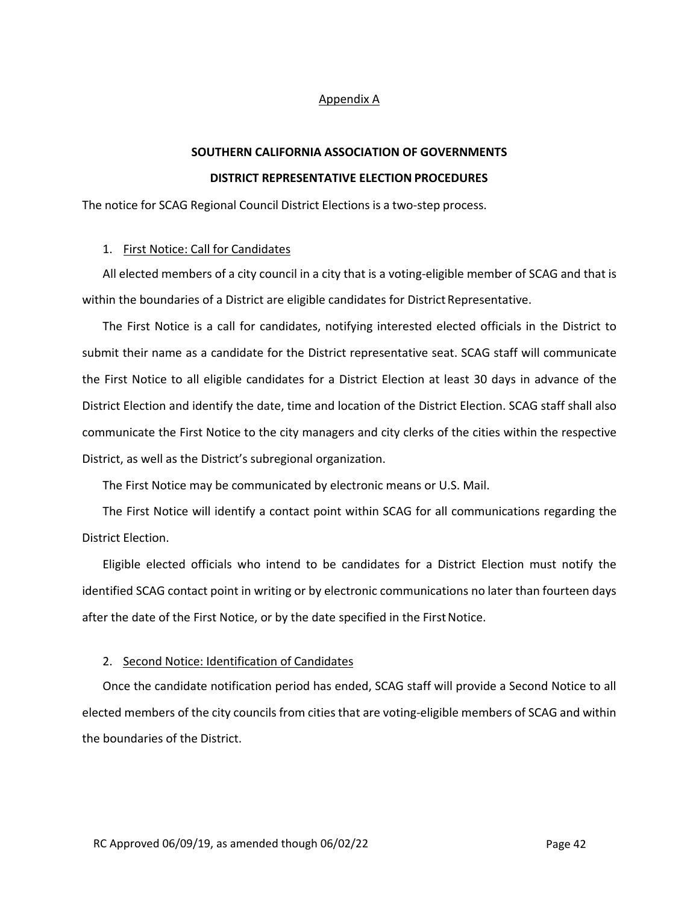Appendix A

## SOUTHERN CALIFORNIA ASSOCIATION OF GOVERNMENTS

## DISTRICT REPRESENTATIVE ELECTION PROCEDURES

The notice for SCAG Regional Council District Elections is a two-step process.

1. First Notice: Call for Candidates

All elected members of a city council in a city that is a voting-eligible member of SCAG and that is within the boundaries of a District are eligible candidates for District Representative.

The First Notice is a call for candidates, notifying interested elected officials in the District to submit their name as a candidate for the District representative seat. SCAG staff will communicate the First Notice to all eligible candidates for a District Election at least 30 days in advance of the District Election and identify the date, time and location of the District Election. SCAG staff shall also communicate the First Notice to the city managers and city clerks of the cities within the respective District, as well as the District's subregional organization.

The First Notice may be communicated by electronic means or U.S. Mail.

The First Notice will identify a contact point within SCAG for all communications regarding the District Election.

Eligible elected officials who intend to be candidates for a District Election must notify the identified SCAG contact point in writing or by electronic communications no later than fourteen days after the date of the First Notice, or by the date specified in the First Notice.

2. Second Notice: Identification of Candidates

Once the candidate notification period has ended, SCAG staff will provide a Second Notice to all elected members of the city councils from cities that are voting-eligible members of SCAG and within the boundaries of the District.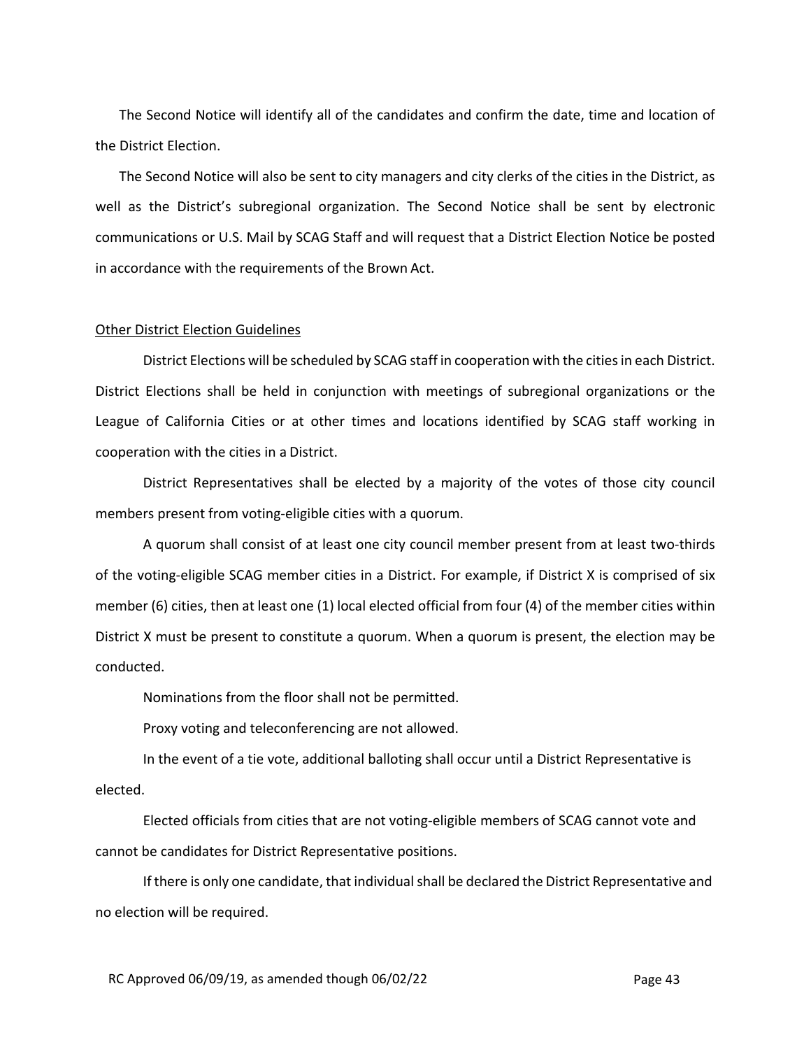The Second Notice will identify all of the candidates and confirm the date, time and location of the District Election.

The Second Notice will also be sent to city managers and city clerks of the cities in the District, as well as the District's subregional organization. The Second Notice shall be sent by electronic communications or U.S. Mail by SCAG Staff and will request that a District Election Notice be posted in accordance with the requirements of the Brown Act.

<u>Other District Election Guidelines</u>

District Elections will be scheduled by SCAG staff in cooperation with the cities in each District. District Elections shall be held in conjunction with meetings of subregional organizations or the League of California Cities or at other times and locations identified by SCAG staff working in cooperation with the cities in a District.

District Representatives shall be elected by a majority of the votes of those city council members present from voting-eligible cities with a quorum.

A quorum shall consist of at least one city council member present from at least two-thirds of the voting-eligible SCAG member cities in a District. For example, if District X is comprised of six member (6) cities, then at least one (1) local elected official from four (4) of the member cities within District X must be present to constitute a quorum. When a quorum is present, the election may be conducted.

Nominations from the floor shall not be permitted.

Proxy voting and teleconferencing are not allowed.

In the event of a tie vote, additional balloting shall occur until a District Representative is elected.

Elected officials from cities that are not voting-eligible members of SCAG cannot vote and cannot be candidates for District Representative positions.

If there is only one candidate, that individual shall be declared the District Representative and no election will be required.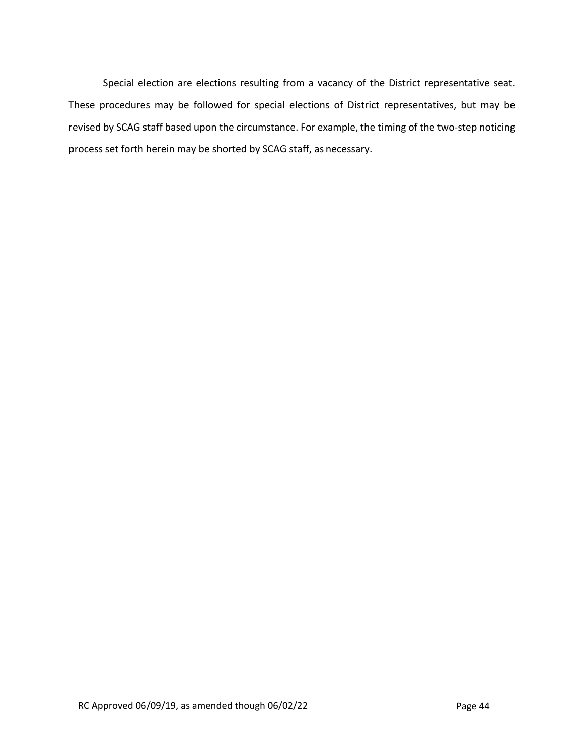Special election are elections resulting from a vacancy of the District representative seat. These procedures may be followed for special elections of District representatives, but may be revised by SCAG staff based upon the circumstance. For example, the timing of the two-step noticing process set forth herein may be shorted by SCAG staff, as necessary.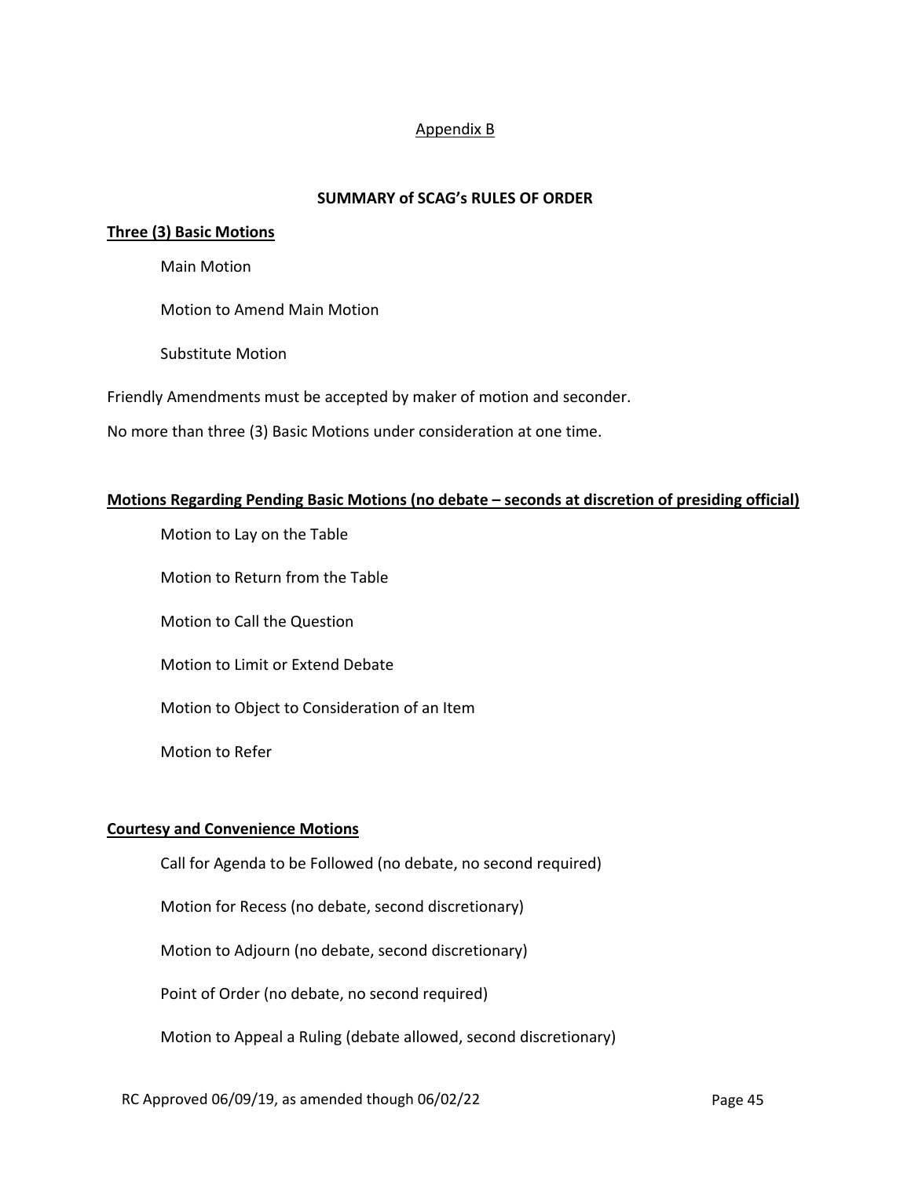Appendix B

## SUMMARY of SCAG's RULES OF ORDER

**Three (3) Basic Motions**

Main Motion

Motion to Amend Main Motion

Substitute Motion

Friendly Amendments must be accepted by maker of motion and seconder.

No more than three (3) Basic Motions under consideration at one time.

**Motions Regarding Pending Basic Motions (no debate – seconds at discretion of presiding official)**

Motion to Lay on the Table

Motion to Return from the Table

Motion to Call the Question

Motion to Limit or Extend Debate

Motion to Object to Consideration of an Item

Motion to Refer

**Courtesy and Convenience Motions**

Call for Agenda to be Followed (no debate, no second required)

Motion for Recess (no debate, second discretionary)

Motion to Adjourn (no debate, second discretionary)

Point of Order (no debate, no second required)

Motion to Appeal a Ruling (debate allowed, second discretionary)

RC Approved 06/09/19, as amended though 06/02/22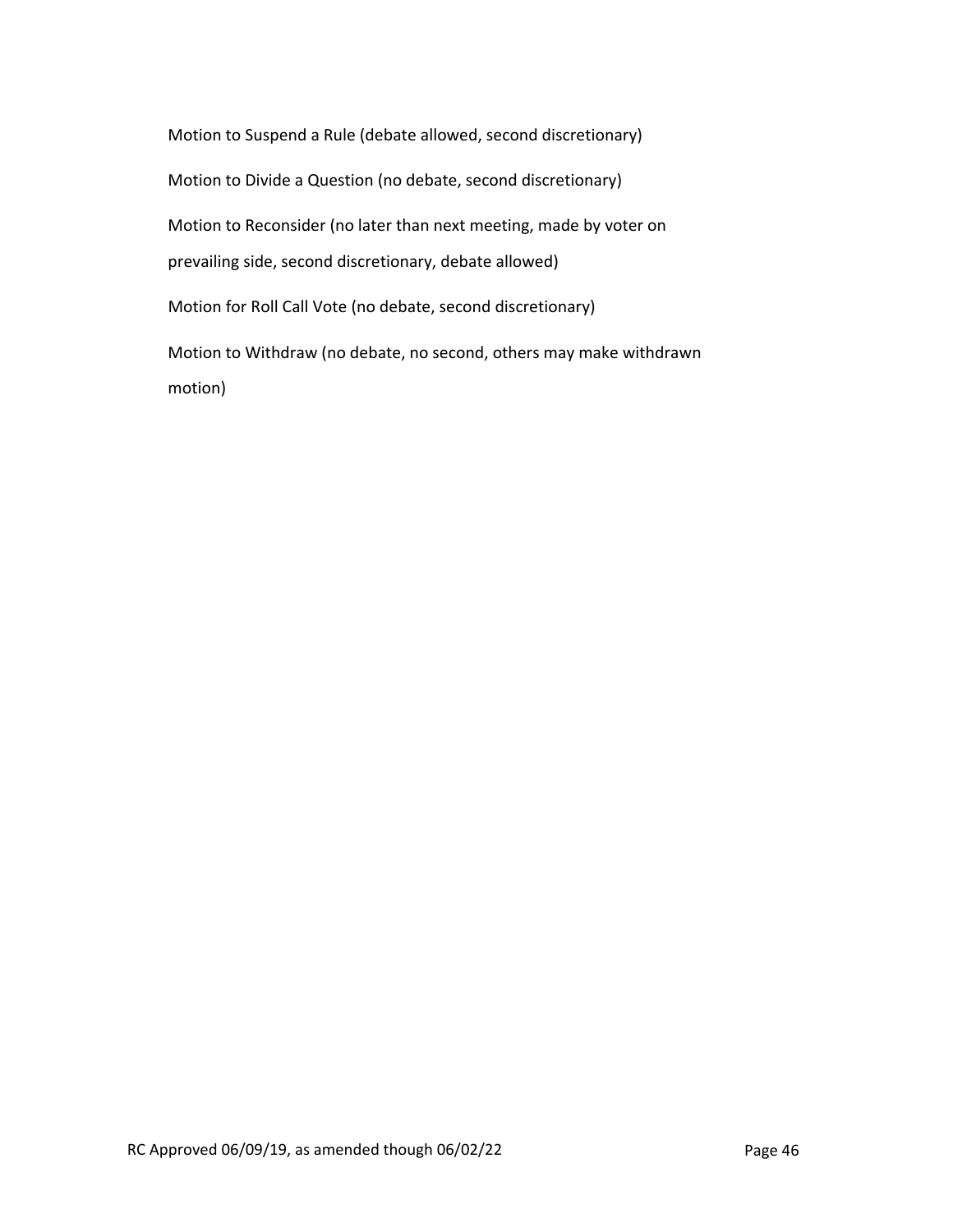Motion to Suspend a Rule (debate allowed, second discretionary)

Motion to Divide a Question (no debate, second discretionary)

Motion to Reconsider (no later than next meeting, made by voter on prevailing side, second discretionary, debate allowed)

Motion for Roll Call Vote (no debate, second discretionary)

Motion to Withdraw (no debate, no second, others may make withdrawn motion)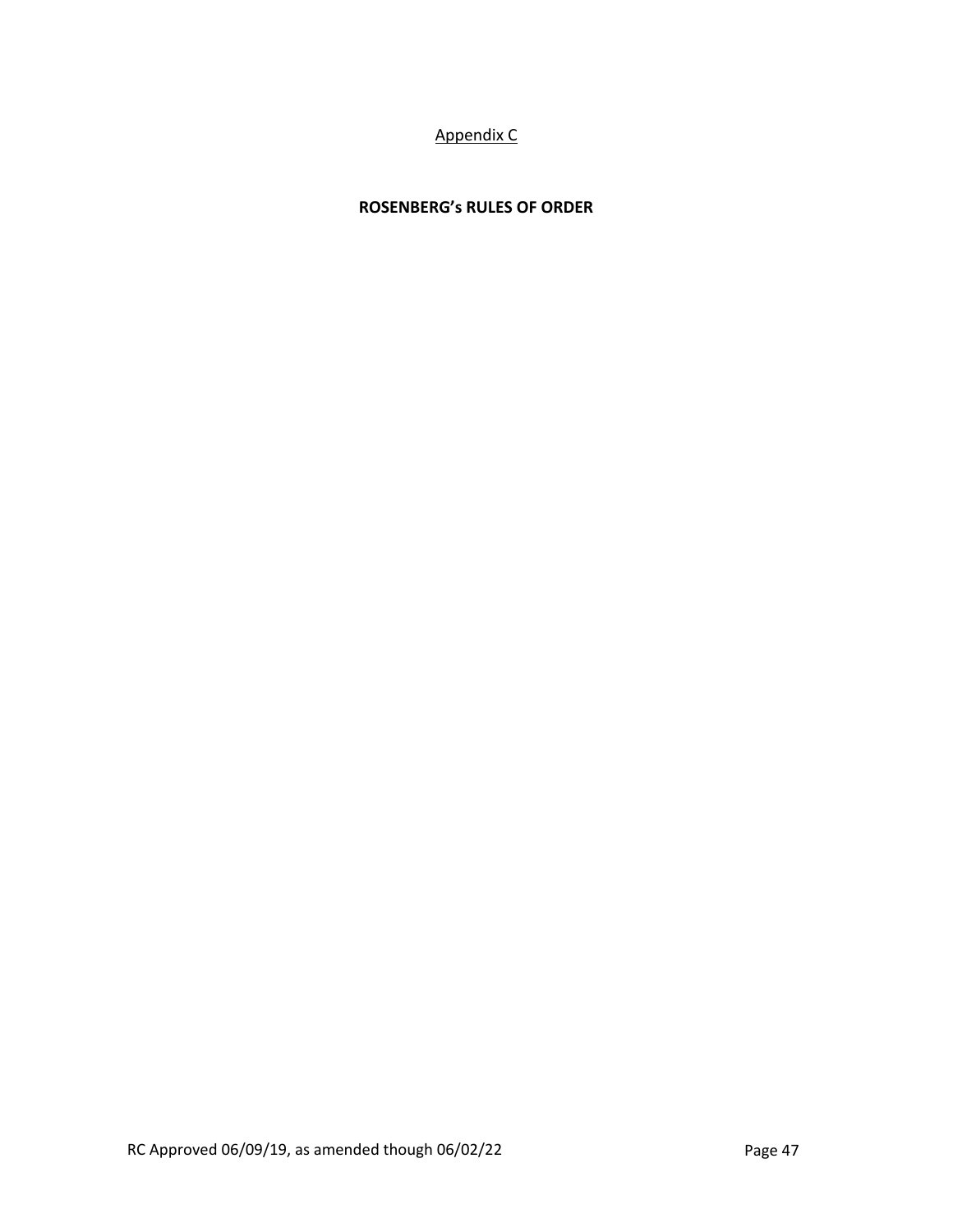Appendix C

**ROSENBERG's RULES OF ORDER**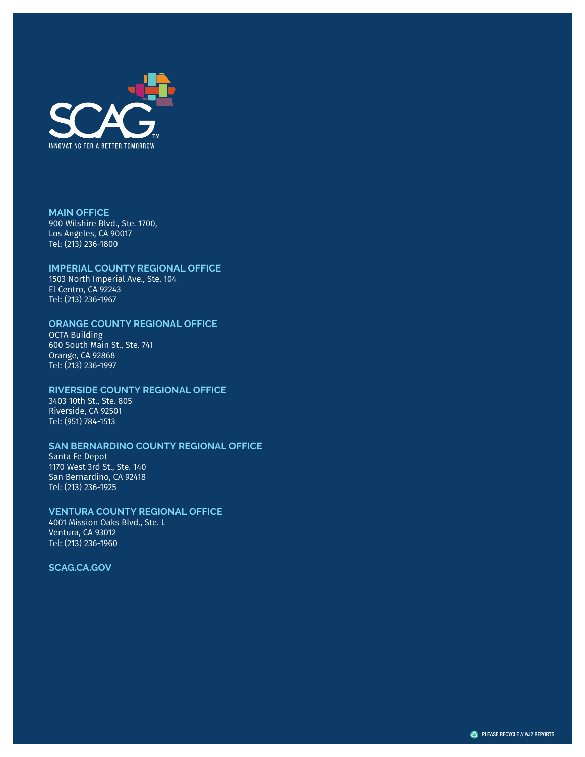SCAG™

INNOVATING FOR A BETTER TOMORROW

## MAIN OFFICE

900 Wilshire Blvd., Ste. 1700,
Los Angeles, CA 90017
Tel: (213) 236-1800

## IMPERIAL COUNTY REGIONAL OFFICE

1503 North Imperial Ave., Ste. 104
El Centro, CA 92243
Tel: (213) 236-1967

## ORANGE COUNTY REGIONAL OFFICE

OCTA Building
600 South Main St., Ste. 741
Orange, CA 92868
Tel: (213) 236-1997

## RIVERSIDE COUNTY REGIONAL OFFICE

3403 10th St., Ste. 805
Riverside, CA 92501
Tel: (951) 784-1513

## SAN BERNARDINO COUNTY REGIONAL OFFICE

Santa Fe Depot
1170 West 3rd St., Ste. 140
San Bernardino, CA 92418
Tel: (213) 236-1925

## VENTURA COUNTY REGIONAL OFFICE

4001 Mission Oaks Blvd., Ste. L
Ventura, CA 93012
Tel: (213) 236-1960

**SCAG.CA.GOV**

PLEASE RECYCLE // AJ2 REPORTS